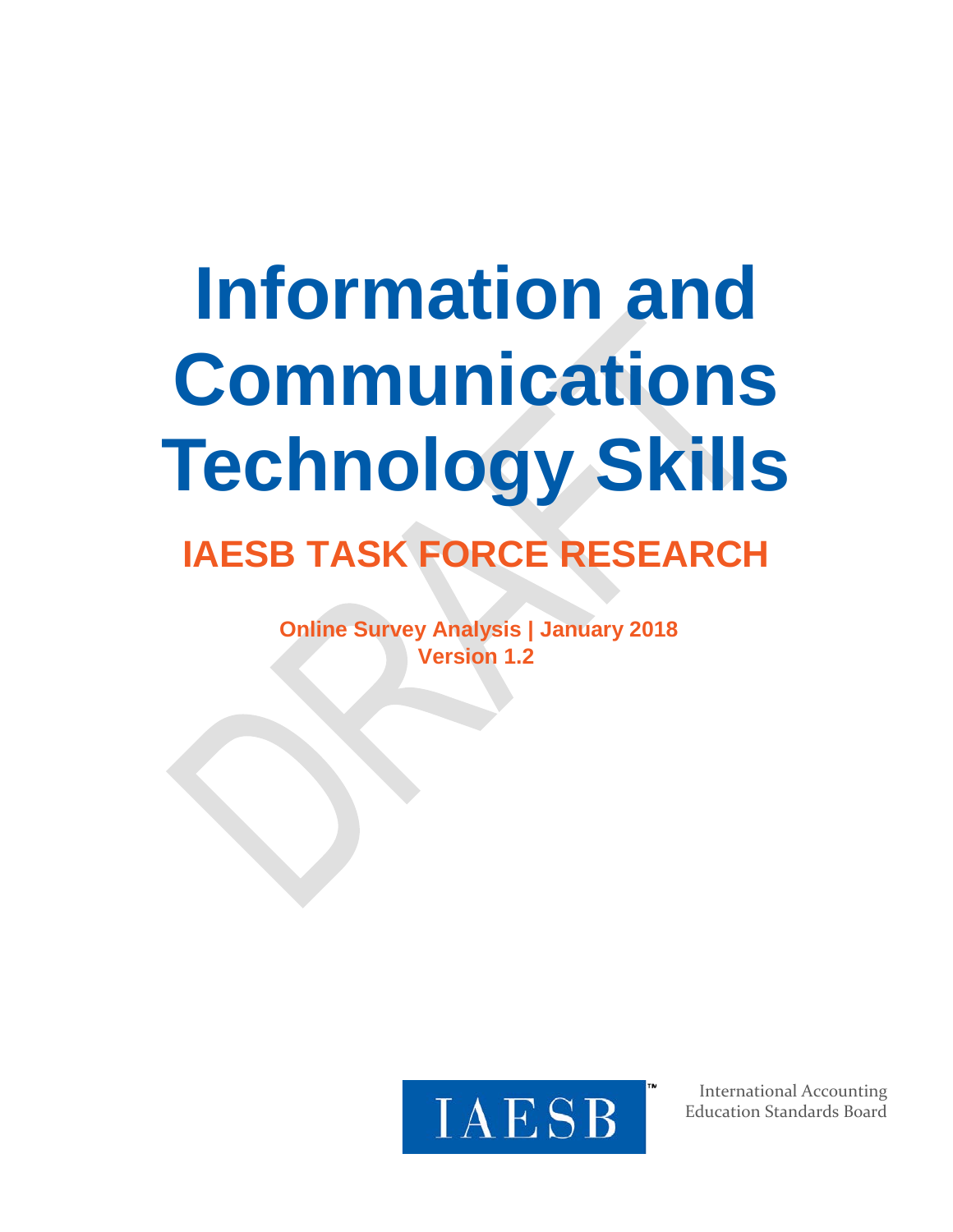# Information and Communications Technology Skills

## IAESB TASK FORCE RESEARCH

**Online Survey Analysis | January 2018**
**Version 1.2**

DRAFT

IAESB™

International Accounting Education Standards Board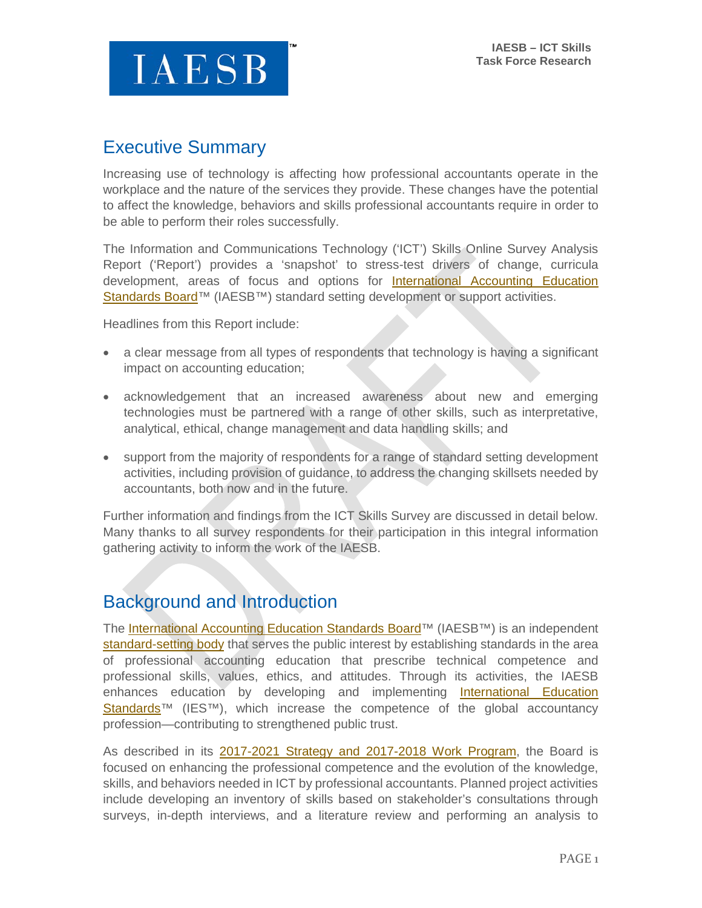## Executive Summary

Increasing use of technology is affecting how professional accountants operate in the workplace and the nature of the services they provide. These changes have the potential to affect the knowledge, behaviors and skills professional accountants require in order to be able to perform their roles successfully.

The Information and Communications Technology ('ICT') Skills Online Survey Analysis Report ('Report') provides a 'snapshot' to stress-test drivers of change, curricula development, areas of focus and options for International Accounting Education Standards Board™ (IAESB™) standard setting development or support activities.

Headlines from this Report include:

- a clear message from all types of respondents that technology is having a significant impact on accounting education;
- acknowledgement that an increased awareness about new and emerging technologies must be partnered with a range of other skills, such as interpretative, analytical, ethical, change management and data handling skills; and
- support from the majority of respondents for a range of standard setting development activities, including provision of guidance, to address the changing skillsets needed by accountants, both now and in the future.

Further information and findings from the ICT Skills Survey are discussed in detail below. Many thanks to all survey respondents for their participation in this integral information gathering activity to inform the work of the IAESB.

## Background and Introduction

The International Accounting Education Standards Board™ (IAESB™) is an independent standard-setting body that serves the public interest by establishing standards in the area of professional accounting education that prescribe technical competence and professional skills, values, ethics, and attitudes. Through its activities, the IAESB enhances education by developing and implementing International Education Standards™ (IES™), which increase the competence of the global accountancy profession—contributing to strengthened public trust.

As described in its 2017-2021 Strategy and 2017-2018 Work Program, the Board is focused on enhancing the professional competence and the evolution of the knowledge, skills, and behaviors needed in ICT by professional accountants. Planned project activities include developing an inventory of skills based on stakeholder's consultations through surveys, in-depth interviews, and a literature review and performing an analysis to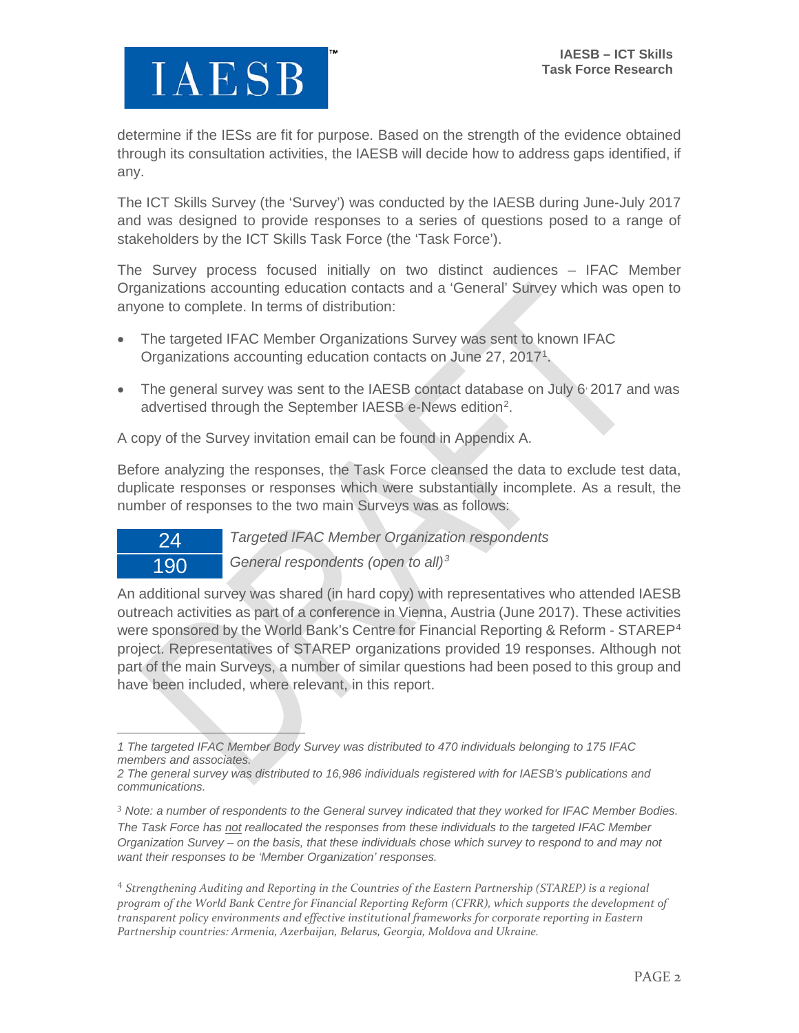determine if the IESs are fit for purpose. Based on the strength of the evidence obtained through its consultation activities, the IAESB will decide how to address gaps identified, if any.

The ICT Skills Survey (the 'Survey') was conducted by the IAESB during June-July 2017 and was designed to provide responses to a series of questions posed to a range of stakeholders by the ICT Skills Task Force (the 'Task Force').

The Survey process focused initially on two distinct audiences – IFAC Member Organizations accounting education contacts and a 'General' Survey which was open to anyone to complete. In terms of distribution:

- The targeted IFAC Member Organizations Survey was sent to known IFAC Organizations accounting education contacts on June 27, 2017[1].
- The general survey was sent to the IAESB contact database on July 6, 2017 and was advertised through the September IAESB e-News edition[2].

A copy of the Survey invitation email can be found in Appendix A.

Before analyzing the responses, the Task Force cleansed the data to exclude test data, duplicate responses or responses which were substantially incomplete. As a result, the number of responses to the two main Surveys was as follows:

| | |
|---|---|
| 24 | *Targeted IFAC Member Organization respondents* |
| 190 | *General respondents (open to all)*[3] |

An additional survey was shared (in hard copy) with representatives who attended IAESB outreach activities as part of a conference in Vienna, Austria (June 2017). These activities were sponsored by the World Bank's Centre for Financial Reporting & Reform - STAREP[4] project. Representatives of STAREP organizations provided 19 responses. Although not part of the main Surveys, a number of similar questions had been posed to this group and have been included, where relevant, in this report.

---

*1 The targeted IFAC Member Body Survey was distributed to 470 individuals belonging to 175 IFAC members and associates.*

*2 The general survey was distributed to 16,986 individuals registered with for IAESB's publications and communications.*

[3] *Note: a number of respondents to the General survey indicated that they worked for IFAC Member Bodies. The Task Force has not reallocated the responses from these individuals to the targeted IFAC Member Organization Survey – on the basis, that these individuals chose which survey to respond to and may not want their responses to be 'Member Organization' responses.*

[4] *Strengthening Auditing and Reporting in the Countries of the Eastern Partnership (STAREP) is a regional program of the World Bank Centre for Financial Reporting Reform (CFRR), which supports the development of transparent policy environments and effective institutional frameworks for corporate reporting in Eastern Partnership countries: Armenia, Azerbaijan, Belarus, Georgia, Moldova and Ukraine.*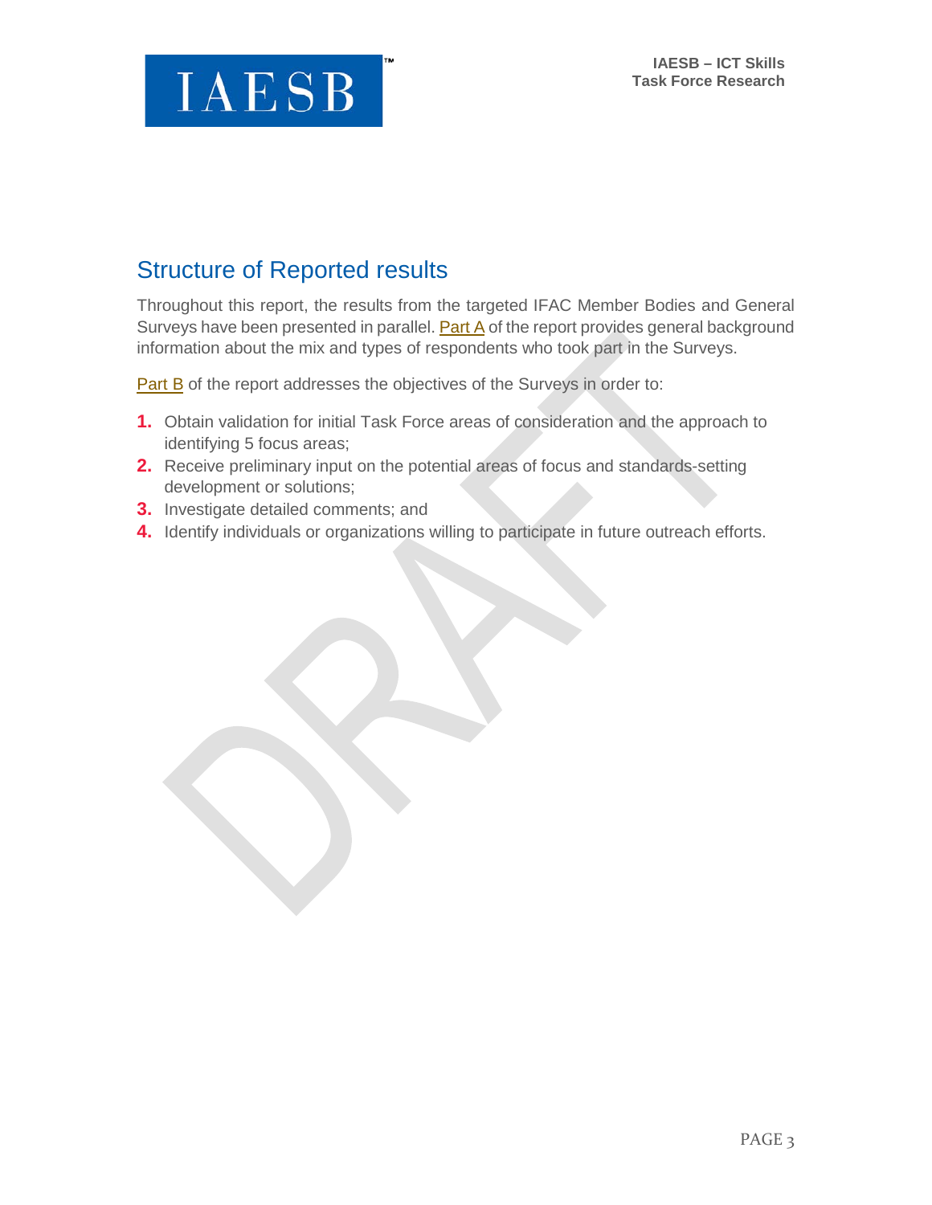## Structure of Reported results

Throughout this report, the results from the targeted IFAC Member Bodies and General Surveys have been presented in parallel. Part A of the report provides general background information about the mix and types of respondents who took part in the Surveys.

Part B of the report addresses the objectives of the Surveys in order to:

1. Obtain validation for initial Task Force areas of consideration and the approach to identifying 5 focus areas;
2. Receive preliminary input on the potential areas of focus and standards-setting development or solutions;
3. Investigate detailed comments; and
4. Identify individuals or organizations willing to participate in future outreach efforts.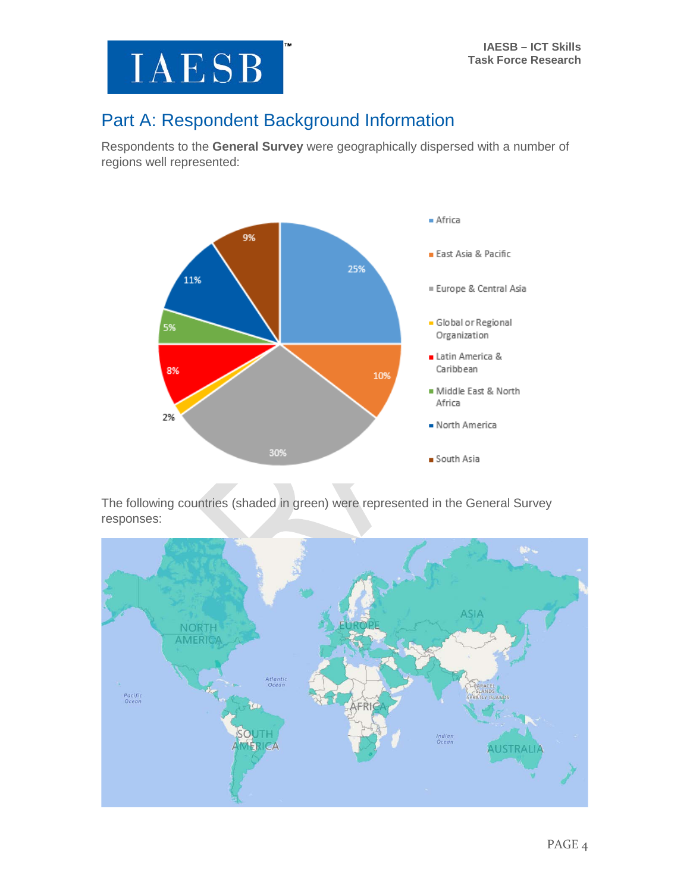# Part A: Respondent Background Information

Respondents to the **General Survey** were geographically dispersed with a number of regions well represented:

The following countries (shaded in green) were represented in the General Survey responses: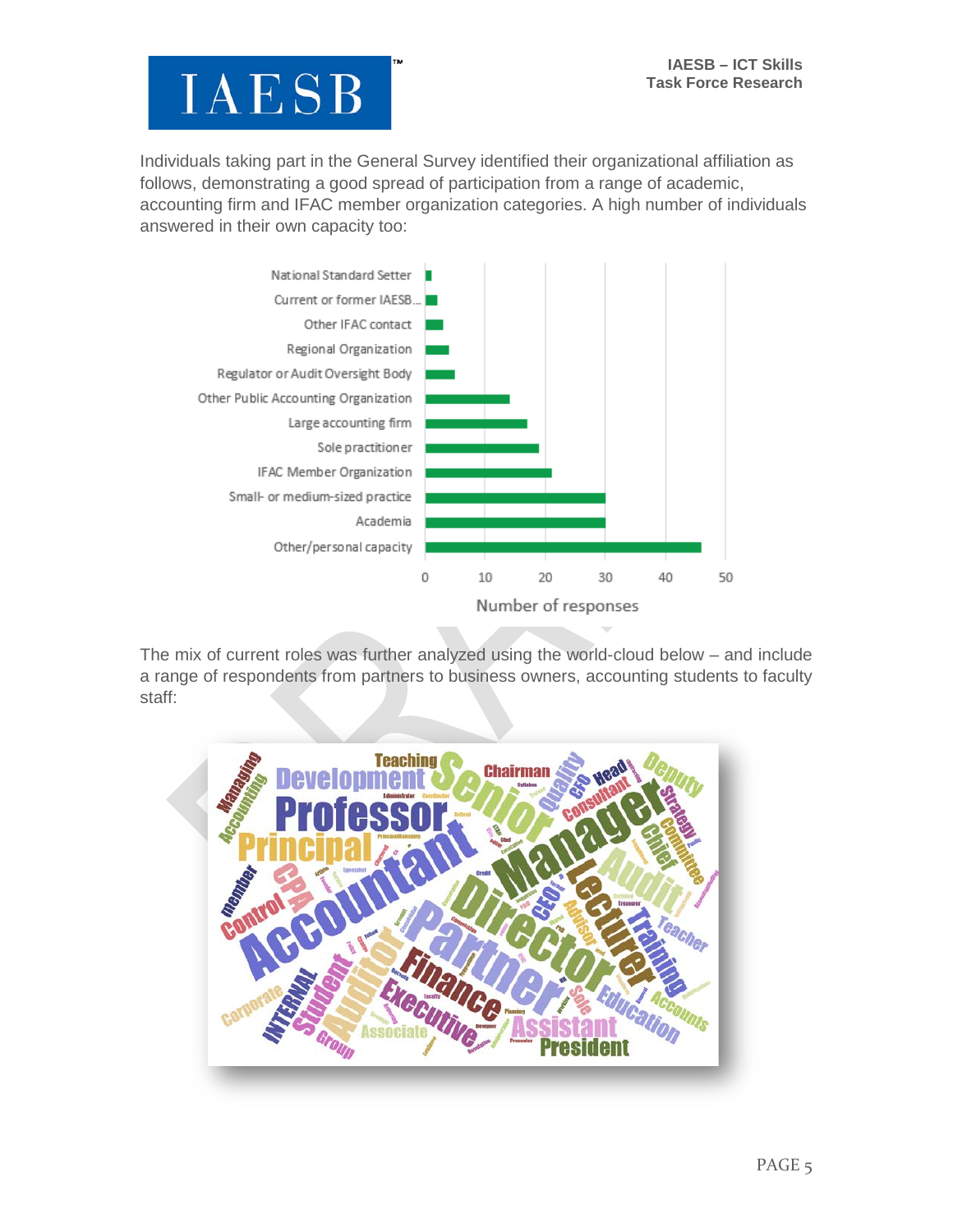Individuals taking part in the General Survey identified their organizational affiliation as follows, demonstrating a good spread of participation from a range of academic, accounting firm and IFAC member organization categories. A high number of individuals answered in their own capacity too:

| Organizational affiliation | Number of responses |
|---|---|
| National Standard Setter | 1 |
| Current or former IAESB... | 2 |
| Other IFAC contact | 3 |
| Regional Organization | 4 |
| Regulator or Audit Oversight Body | 5 |
| Other Public Accounting Organization | 14 |
| Large accounting firm | 17 |
| Sole practitioner | 19 |
| IFAC Member Organization | 21 |
| Small- or medium-sized practice | 30 |
| Academia | 30 |
| Other/personal capacity | 46 |

The mix of current roles was further analyzed using the world-cloud below – and include a range of respondents from partners to business owners, accounting students to faculty staff: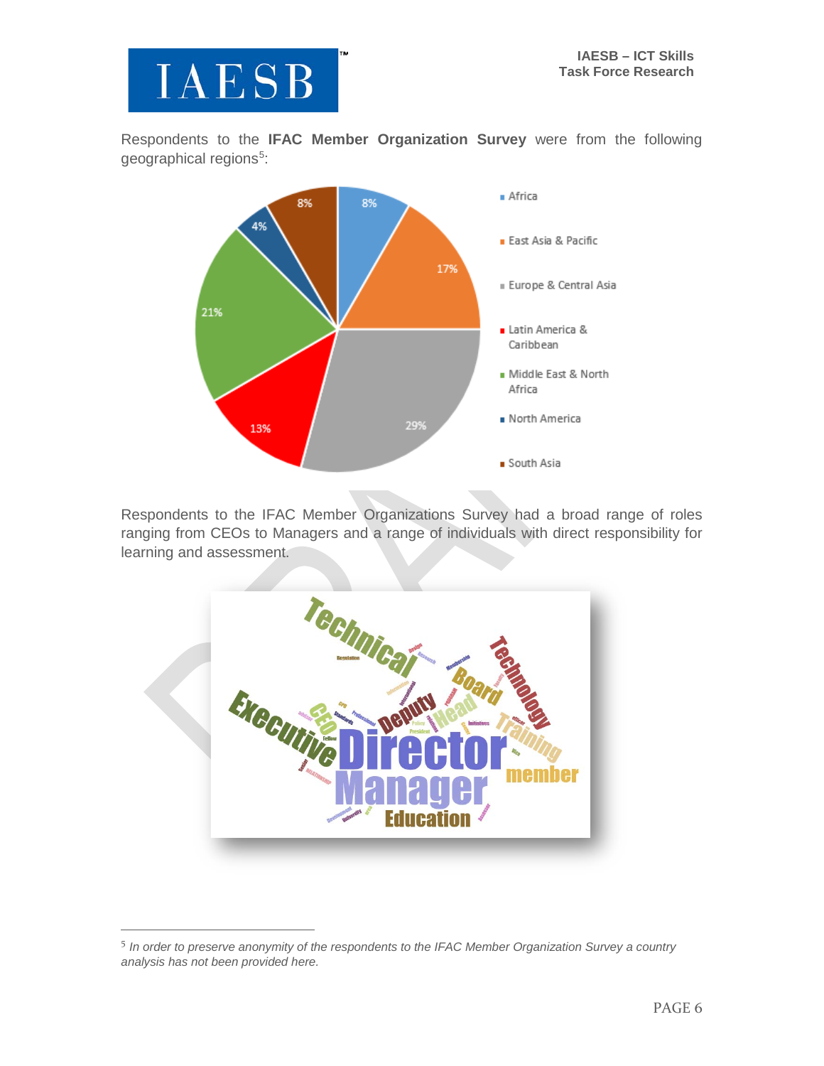Respondents to the **IFAC Member Organization Survey** were from the following geographical regions[5]:

Respondents to the IFAC Member Organizations Survey had a broad range of roles ranging from CEOs to Managers and a range of individuals with direct responsibility for learning and assessment.

[5] *In order to preserve anonymity of the respondents to the IFAC Member Organization Survey a country analysis has not been provided here.*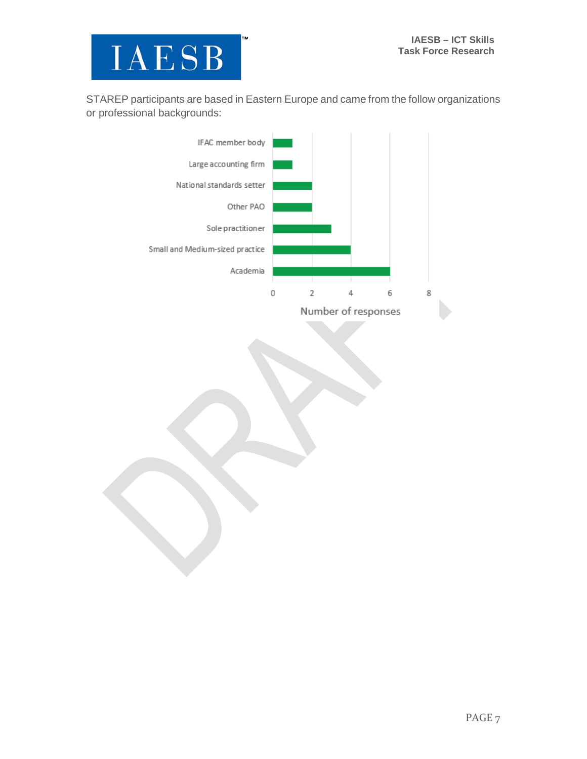STAREP participants are based in Eastern Europe and came from the follow organizations or professional backgrounds:

| Organization / background | Number of responses |
| --- | --- |
| IFAC member body | 1 |
| Large accounting firm | 1 |
| National standards setter | 2 |
| Other PAO | 2 |
| Sole practitioner | 3 |
| Small and Medium-sized practice | 4 |
| Academia | 6 |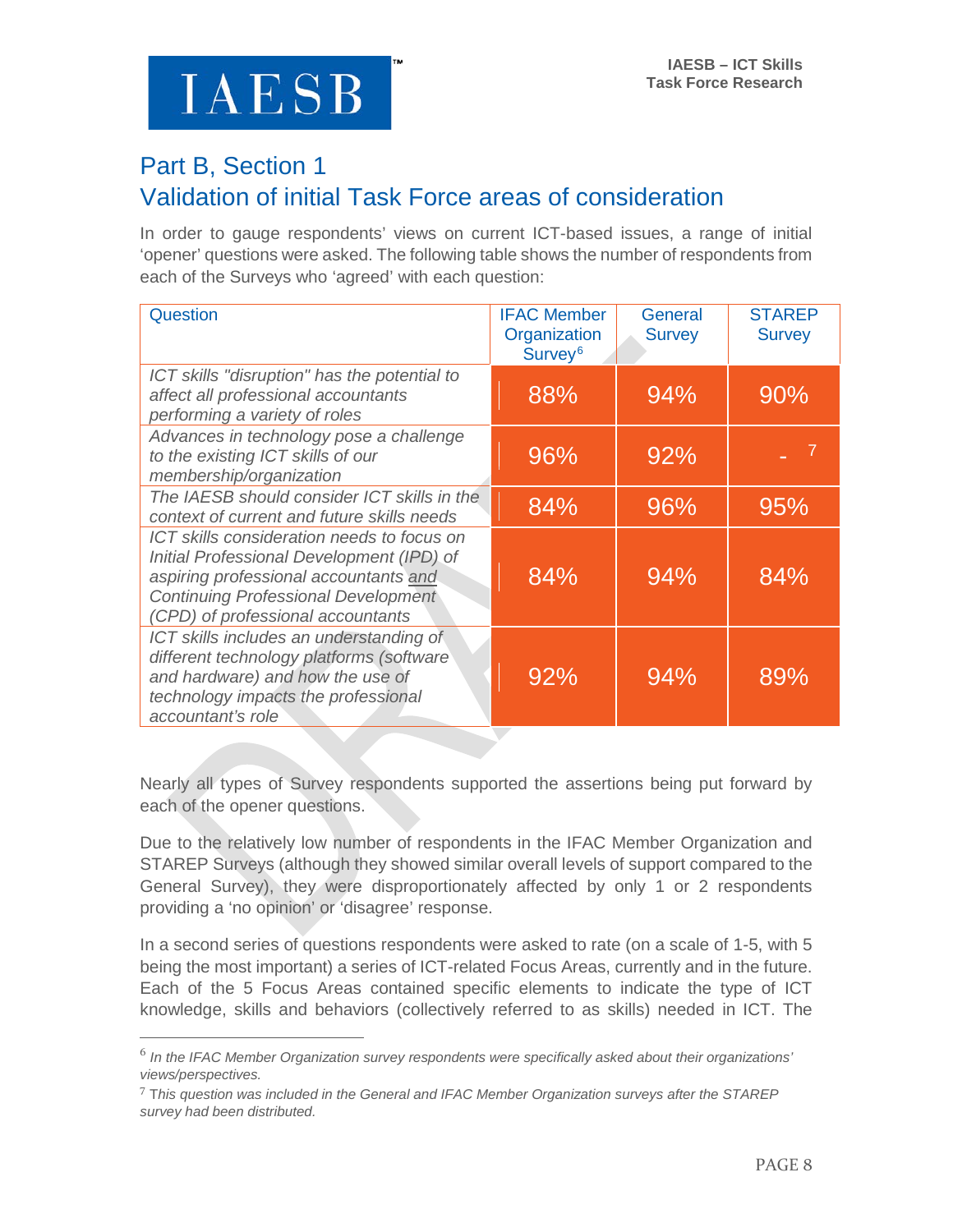## Part B, Section 1
## Validation of initial Task Force areas of consideration

In order to gauge respondents' views on current ICT-based issues, a range of initial 'opener' questions were asked. The following table shows the number of respondents from each of the Surveys who 'agreed' with each question:

| Question | IFAC Member Organization Survey[6] | General Survey | STAREP Survey |
|---|---|---|---|
| *ICT skills "disruption" has the potential to affect all professional accountants performing a variety of roles* | 88% | 94% | 90% |
| *Advances in technology pose a challenge to the existing ICT skills of our membership/organization* | 96% | 92% | -[7] |
| *The IAESB should consider ICT skills in the context of current and future skills needs* | 84% | 96% | 95% |
| *ICT skills consideration needs to focus on Initial Professional Development (IPD) of aspiring professional accountants and Continuing Professional Development (CPD) of professional accountants* | 84% | 94% | 84% |
| *ICT skills includes an understanding of different technology platforms (software and hardware) and how the use of technology impacts the professional accountant's role* | 92% | 94% | 89% |

Nearly all types of Survey respondents supported the assertions being put forward by each of the opener questions.

Due to the relatively low number of respondents in the IFAC Member Organization and STAREP Surveys (although they showed similar overall levels of support compared to the General Survey), they were disproportionately affected by only 1 or 2 respondents providing a 'no opinion' or 'disagree' response.

In a second series of questions respondents were asked to rate (on a scale of 1-5, with 5 being the most important) a series of ICT-related Focus Areas, currently and in the future. Each of the 5 Focus Areas contained specific elements to indicate the type of ICT knowledge, skills and behaviors (collectively referred to as skills) needed in ICT. The

---

[6] *In the IFAC Member Organization survey respondents were specifically asked about their organizations' views/perspectives.*

[7] *This question was included in the General and IFAC Member Organization surveys after the STAREP survey had been distributed.*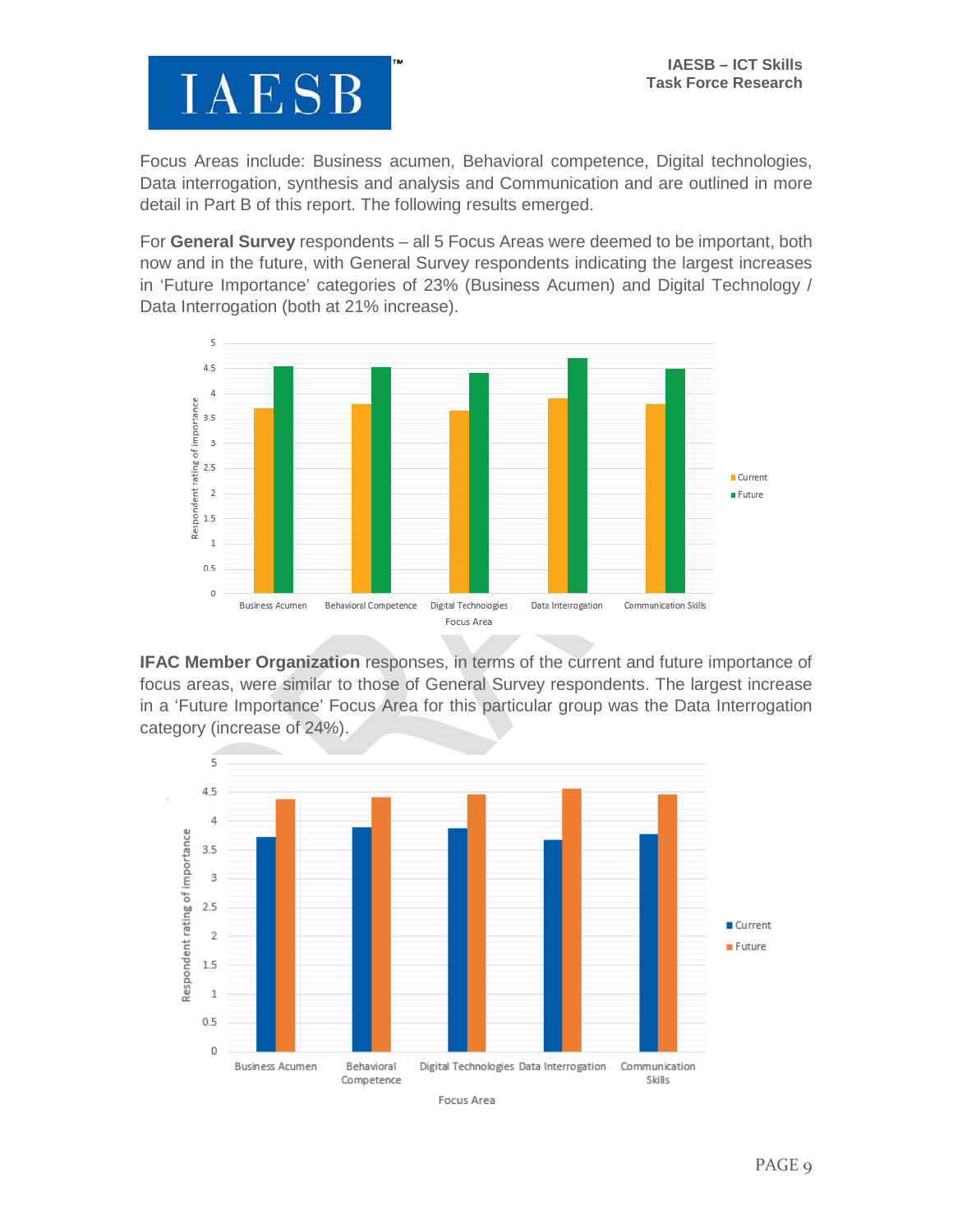Focus Areas include: Business acumen, Behavioral competence, Digital technologies, Data interrogation, synthesis and analysis and Communication and are outlined in more detail in Part B of this report. The following results emerged.

For **General Survey** respondents – all 5 Focus Areas were deemed to be important, both now and in the future, with General Survey respondents indicating the largest increases in 'Future Importance' categories of 23% (Business Acumen) and Digital Technology / Data Interrogation (both at 21% increase).

**IFAC Member Organization** responses, in terms of the current and future importance of focus areas, were similar to those of General Survey respondents. The largest increase in a 'Future Importance' Focus Area for this particular group was the Data Interrogation category (increase of 24%).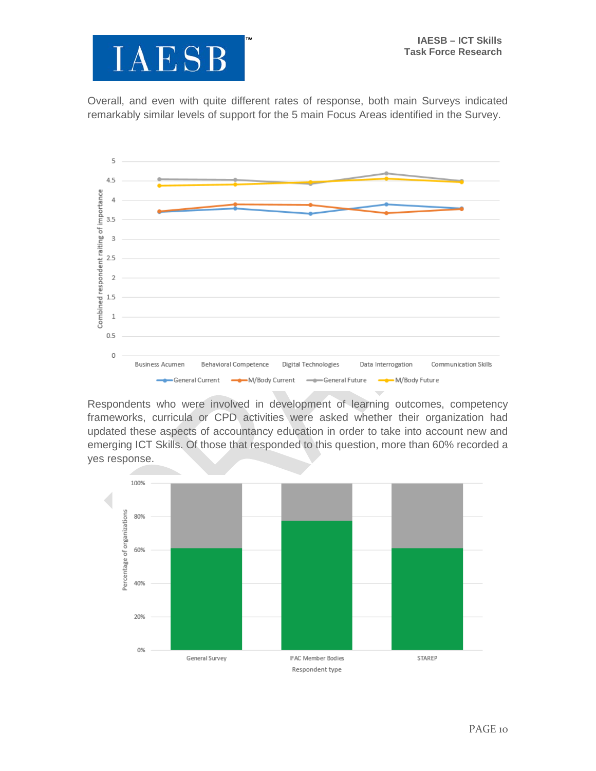Overall, and even with quite different rates of response, both main Surveys indicated remarkably similar levels of support for the 5 main Focus Areas identified in the Survey.

Respondents who were involved in development of learning outcomes, competency frameworks, curricula or CPD activities were asked whether their organization had updated these aspects of accountancy education in order to take into account new and emerging ICT Skills. Of those that responded to this question, more than 60% recorded a yes response.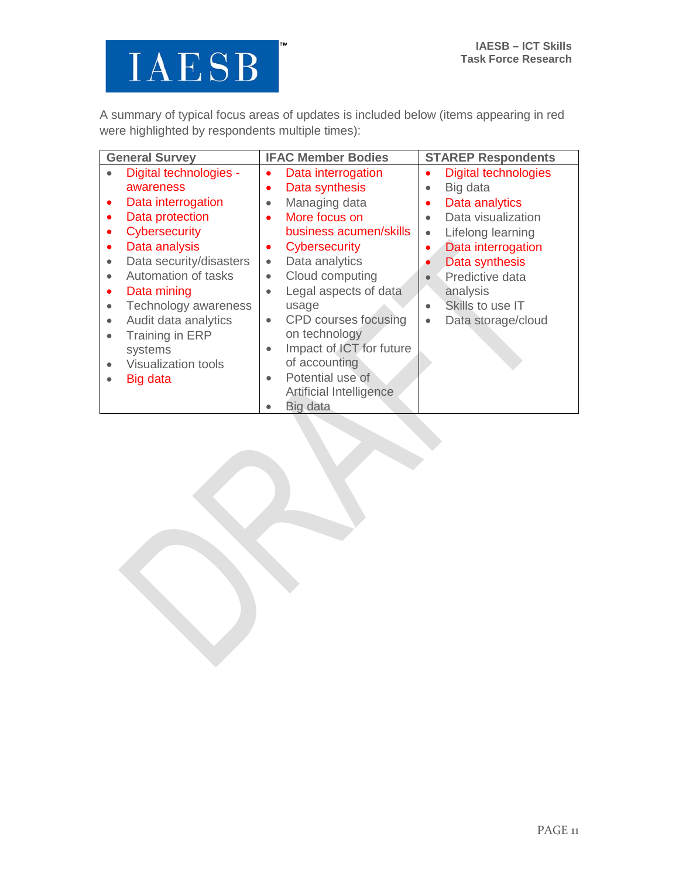A summary of typical focus areas of updates is included below (items appearing in red were highlighted by respondents multiple times):

| General Survey | IFAC Member Bodies | STAREP Respondents |
|---|---|---|
| • Digital technologies - awareness<br>• Data interrogation<br>• Data protection<br>• Cybersecurity<br>• Data analysis<br>• Data security/disasters<br>• Automation of tasks<br>• Data mining<br>• Technology awareness<br>• Audit data analytics<br>• Training in ERP systems<br>• Visualization tools<br>• Big data | • Data interrogation<br>• Data synthesis<br>• Managing data<br>• More focus on business acumen/skills<br>• Cybersecurity<br>• Data analytics<br>• Cloud computing<br>• Legal aspects of data usage<br>• CPD courses focusing on technology<br>• Impact of ICT for future of accounting<br>• Potential use of Artificial Intelligence<br>• Big data | • Digital technologies<br>• Big data<br>• Data analytics<br>• Data visualization<br>• Lifelong learning<br>• Data interrogation<br>• Data synthesis<br>• Predictive data analysis<br>• Skills to use IT<br>• Data storage/cloud |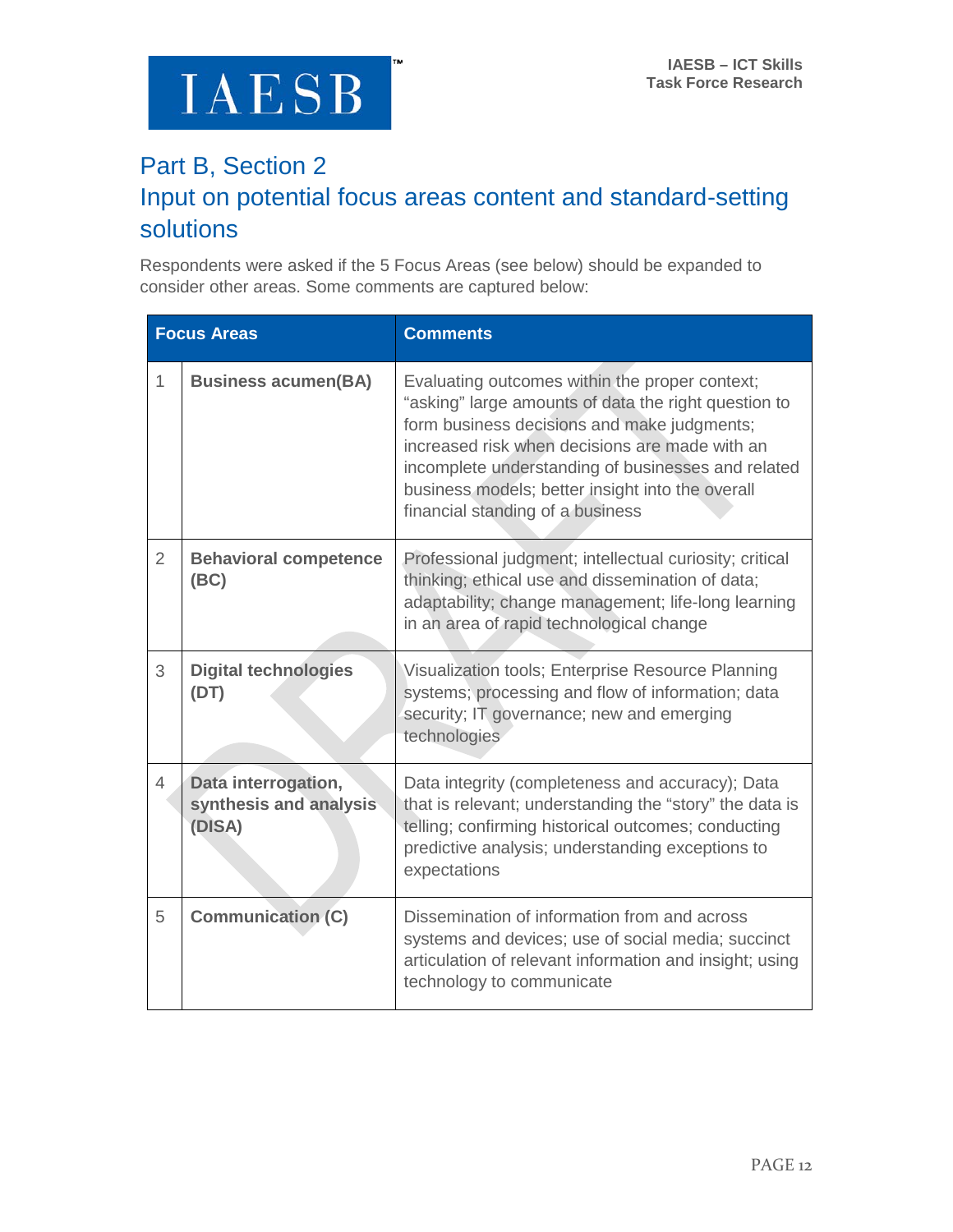## Part B, Section 2

## Input on potential focus areas content and standard-setting solutions

Respondents were asked if the 5 Focus Areas (see below) should be expanded to consider other areas. Some comments are captured below:

| Focus Areas | | Comments |
|---|---|---|
| 1 | **Business acumen(BA)** | Evaluating outcomes within the proper context; "asking" large amounts of data the right question to form business decisions and make judgments; increased risk when decisions are made with an incomplete understanding of businesses and related business models; better insight into the overall financial standing of a business |
| 2 | **Behavioral competence (BC)** | Professional judgment; intellectual curiosity; critical thinking; ethical use and dissemination of data; adaptability; change management; life-long learning in an area of rapid technological change |
| 3 | **Digital technologies (DT)** | Visualization tools; Enterprise Resource Planning systems; processing and flow of information; data security; IT governance; new and emerging technologies |
| 4 | **Data interrogation, synthesis and analysis (DISA)** | Data integrity (completeness and accuracy); Data that is relevant; understanding the "story" the data is telling; confirming historical outcomes; conducting predictive analysis; understanding exceptions to expectations |
| 5 | **Communication (C)** | Dissemination of information from and across systems and devices; use of social media; succinct articulation of relevant information and insight; using technology to communicate |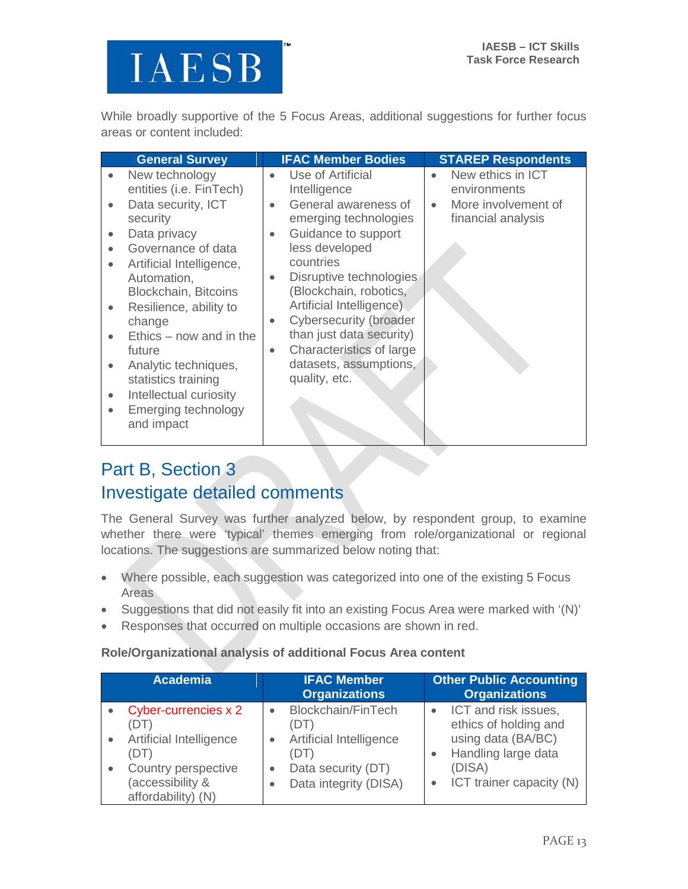While broadly supportive of the 5 Focus Areas, additional suggestions for further focus areas or content included:

| General Survey | IFAC Member Bodies | STAREP Respondents |
|---|---|---|
| • New technology entities (i.e. FinTech)<br>• Data security, ICT security<br>• Data privacy<br>• Governance of data<br>• Artificial Intelligence, Automation, Blockchain, Bitcoins<br>• Resilience, ability to change<br>• Ethics – now and in the future<br>• Analytic techniques, statistics training<br>• Intellectual curiosity<br>• Emerging technology and impact | • Use of Artificial Intelligence<br>• General awareness of emerging technologies<br>• Guidance to support less developed countries<br>• Disruptive technologies (Blockchain, robotics, Artificial Intelligence)<br>• Cybersecurity (broader than just data security)<br>• Characteristics of large datasets, assumptions, quality, etc. | • New ethics in ICT environments<br>• More involvement of financial analysis |

## Part B, Section 3
## Investigate detailed comments

The General Survey was further analyzed below, by respondent group, to examine whether there were 'typical' themes emerging from role/organizational or regional locations. The suggestions are summarized below noting that:

- Where possible, each suggestion was categorized into one of the existing 5 Focus Areas
- Suggestions that did not easily fit into an existing Focus Area were marked with '(N)'
- Responses that occurred on multiple occasions are shown in red.

**Role/Organizational analysis of additional Focus Area content**

| Academia | IFAC Member Organizations | Other Public Accounting Organizations |
|---|---|---|
| • Cyber-currencies x 2 (DT)<br>• Artificial Intelligence (DT)<br>• Country perspective (accessibility & affordability) (N) | • Blockchain/FinTech (DT)<br>• Artificial Intelligence (DT)<br>• Data security (DT)<br>• Data integrity (DISA) | • ICT and risk issues, ethics of holding and using data (BA/BC)<br>• Handling large data (DISA)<br>• ICT trainer capacity (N) |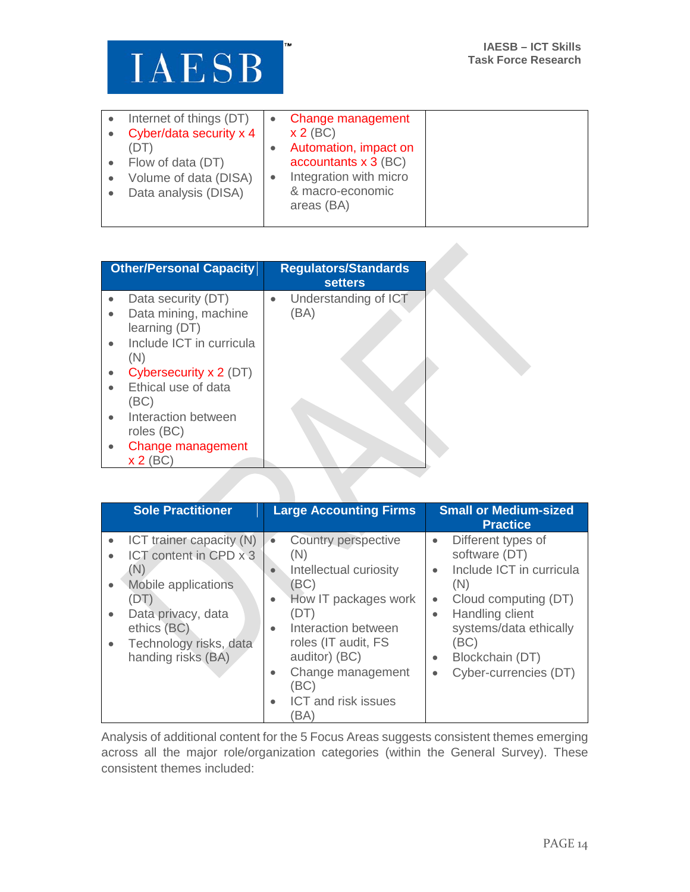| | | |
|---|---|---|
| • Internet of things (DT)<br>• Cyber/data security x 4 (DT)<br>• Flow of data (DT)<br>• Volume of data (DISA)<br>• Data analysis (DISA) | • Change management x 2 (BC)<br>• Automation, impact on accountants x 3 (BC)<br>• Integration with micro & macro-economic areas (BA) | |

| Other/Personal Capacity | Regulators/Standards setters |
|---|---|
| • Data security (DT)<br>• Data mining, machine learning (DT)<br>• Include ICT in curricula (N)<br>• Cybersecurity x 2 (DT)<br>• Ethical use of data (BC)<br>• Interaction between roles (BC)<br>• Change management x 2 (BC) | • Understanding of ICT (BA) |

| Sole Practitioner | Large Accounting Firms | Small or Medium-sized Practice |
|---|---|---|
| • ICT trainer capacity (N)<br>• ICT content in CPD x 3 (N)<br>• Mobile applications (DT)<br>• Data privacy, data ethics (BC)<br>• Technology risks, data handing risks (BA) | • Country perspective (N)<br>• Intellectual curiosity (BC)<br>• How IT packages work (DT)<br>• Interaction between roles (IT audit, FS auditor) (BC)<br>• Change management (BC)<br>• ICT and risk issues (BA) | • Different types of software (DT)<br>• Include ICT in curricula (N)<br>• Cloud computing (DT)<br>• Handling client systems/data ethically (BC)<br>• Blockchain (DT)<br>• Cyber-currencies (DT) |

Analysis of additional content for the 5 Focus Areas suggests consistent themes emerging across all the major role/organization categories (within the General Survey). These consistent themes included: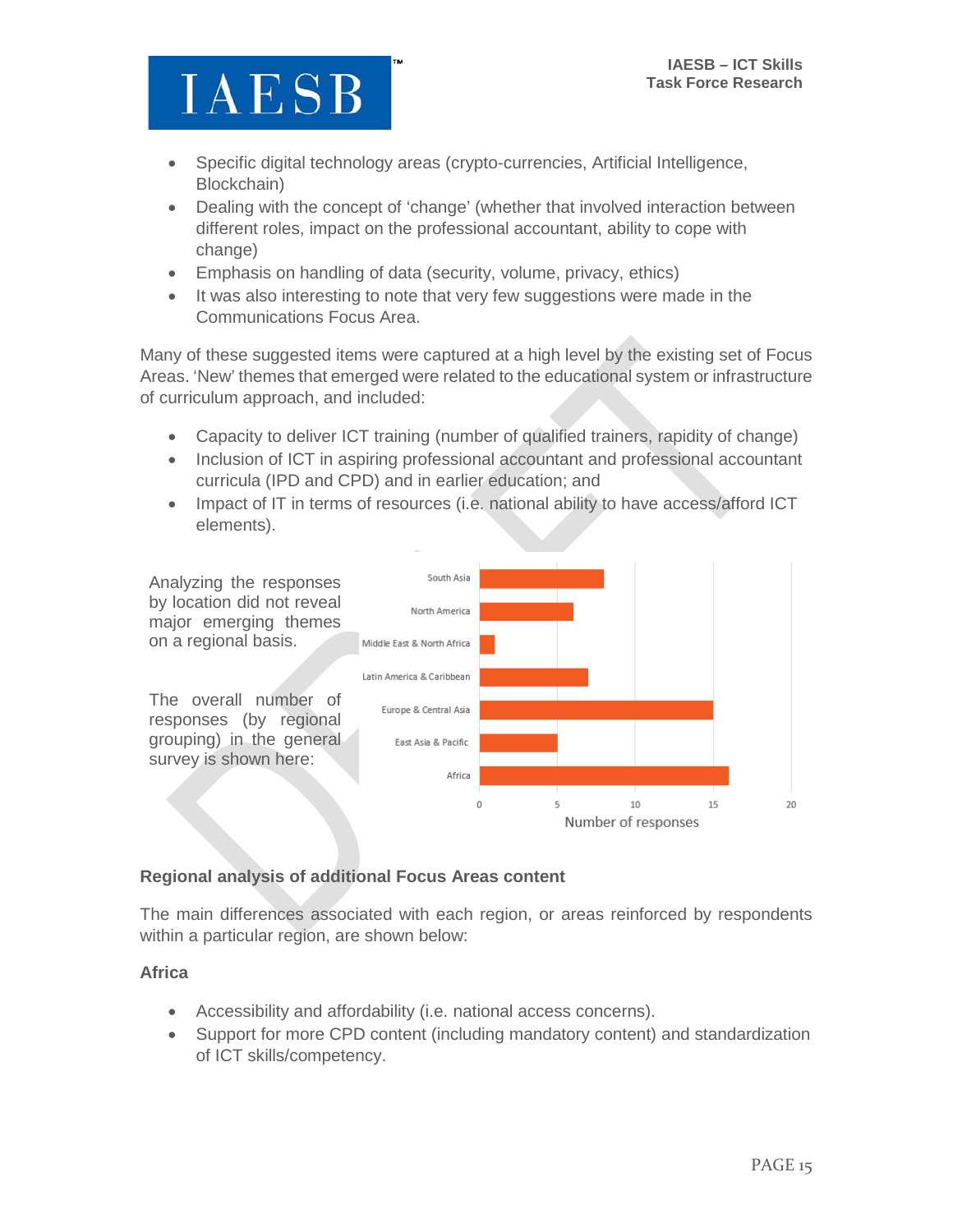- Specific digital technology areas (crypto-currencies, Artificial Intelligence, Blockchain)
- Dealing with the concept of 'change' (whether that involved interaction between different roles, impact on the professional accountant, ability to cope with change)
- Emphasis on handling of data (security, volume, privacy, ethics)
- It was also interesting to note that very few suggestions were made in the Communications Focus Area.

Many of these suggested items were captured at a high level by the existing set of Focus Areas. 'New' themes that emerged were related to the educational system or infrastructure of curriculum approach, and included:

- Capacity to deliver ICT training (number of qualified trainers, rapidity of change)
- Inclusion of ICT in aspiring professional accountant and professional accountant curricula (IPD and CPD) and in earlier education; and
- Impact of IT in terms of resources (i.e. national ability to have access/afford ICT elements).

Analyzing the responses by location did not reveal major emerging themes on a regional basis.

The overall number of responses (by regional grouping) in the general survey is shown here:

| Region | Number of responses |
|---|---|
| South Asia | 8 |
| North America | 6 |
| Middle East & North Africa | 1 |
| Latin America & Caribbean | 7 |
| Europe & Central Asia | 15 |
| East Asia & Pacific | 5 |
| Africa | 16 |

### Regional analysis of additional Focus Areas content

The main differences associated with each region, or areas reinforced by respondents within a particular region, are shown below:

#### Africa

- Accessibility and affordability (i.e. national access concerns).
- Support for more CPD content (including mandatory content) and standardization of ICT skills/competency.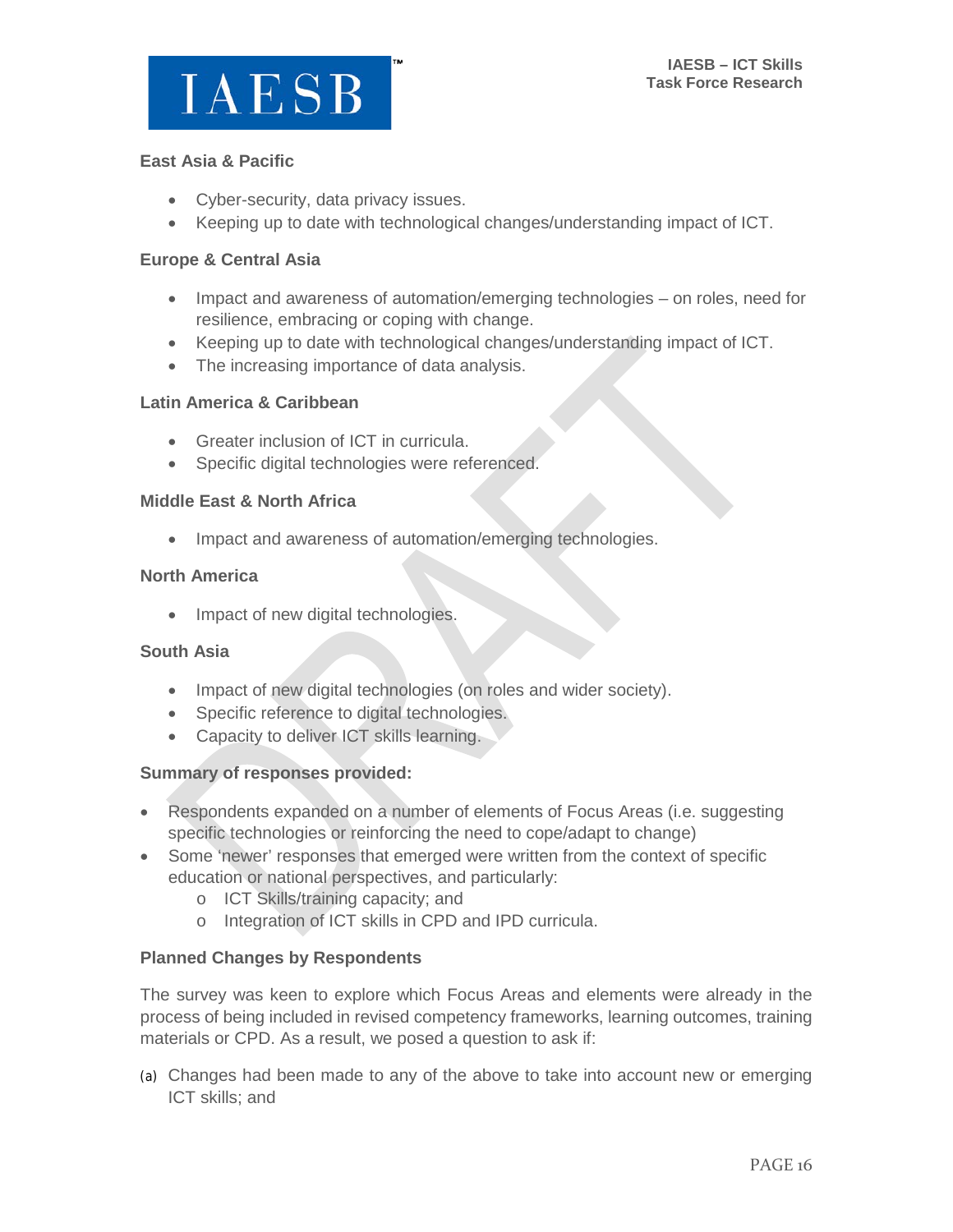### East Asia & Pacific

- Cyber-security, data privacy issues.
- Keeping up to date with technological changes/understanding impact of ICT.

### Europe & Central Asia

- Impact and awareness of automation/emerging technologies – on roles, need for resilience, embracing or coping with change.
- Keeping up to date with technological changes/understanding impact of ICT.
- The increasing importance of data analysis.

### Latin America & Caribbean

- Greater inclusion of ICT in curricula.
- Specific digital technologies were referenced.

### Middle East & North Africa

- Impact and awareness of automation/emerging technologies.

### North America

- Impact of new digital technologies.

### South Asia

- Impact of new digital technologies (on roles and wider society).
- Specific reference to digital technologies.
- Capacity to deliver ICT skills learning.

### Summary of responses provided:

- Respondents expanded on a number of elements of Focus Areas (i.e. suggesting specific technologies or reinforcing the need to cope/adapt to change)
- Some 'newer' responses that emerged were written from the context of specific education or national perspectives, and particularly:
  - ICT Skills/training capacity; and
  - Integration of ICT skills in CPD and IPD curricula.

### Planned Changes by Respondents

The survey was keen to explore which Focus Areas and elements were already in the process of being included in revised competency frameworks, learning outcomes, training materials or CPD. As a result, we posed a question to ask if:

(a) Changes had been made to any of the above to take into account new or emerging ICT skills; and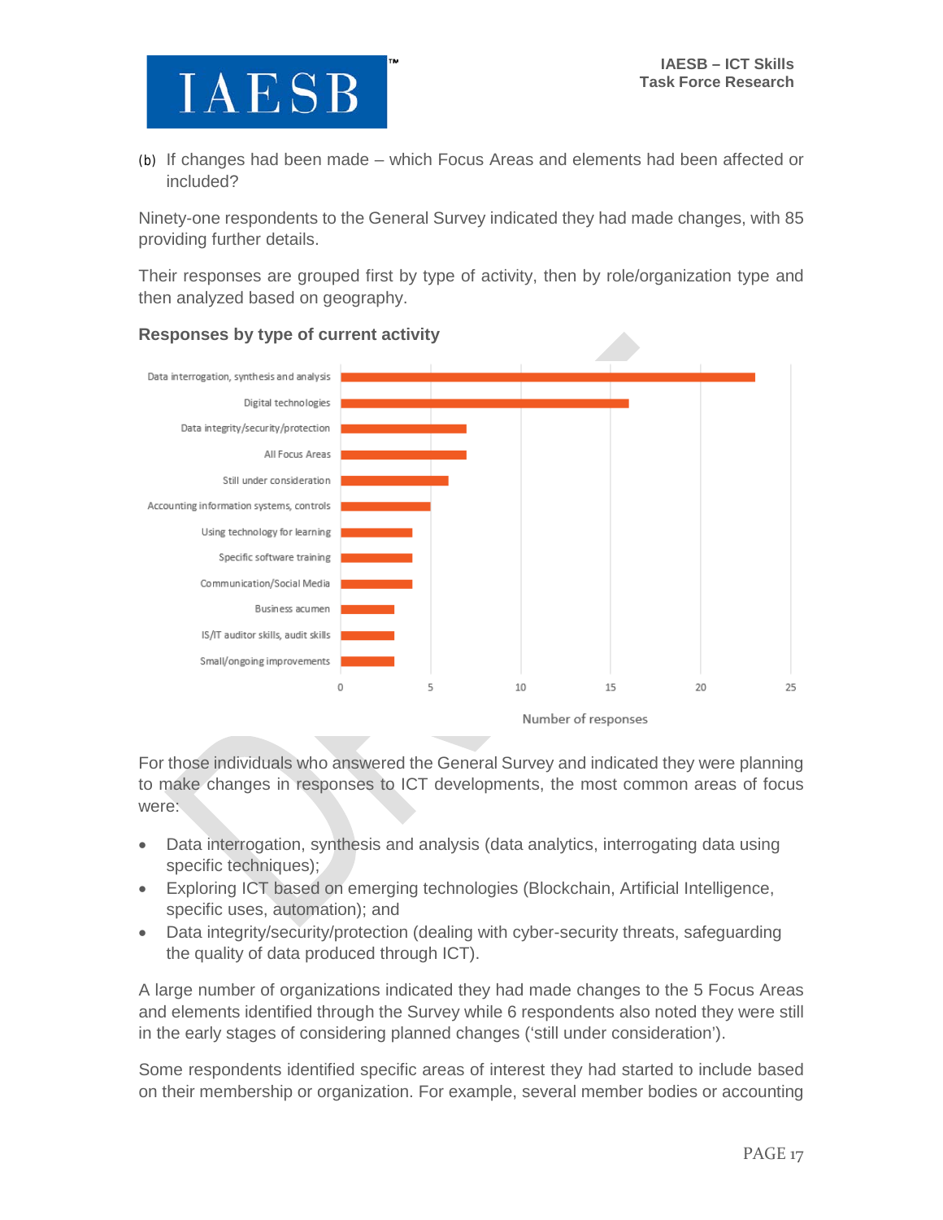(b) If changes had been made – which Focus Areas and elements had been affected or included?

Ninety-one respondents to the General Survey indicated they had made changes, with 85 providing further details.

Their responses are grouped first by type of activity, then by role/organization type and then analyzed based on geography.

**Responses by type of current activity**

| Activity | Number of responses |
|---|---|
| Data interrogation, synthesis and analysis | 23 |
| Digital technologies | 16 |
| Data integrity/security/protection | 7 |
| All Focus Areas | 7 |
| Still under consideration | 6 |
| Accounting information systems, controls | 5 |
| Using technology for learning | 4 |
| Specific software training | 4 |
| Communication/Social Media | 4 |
| Business acumen | 3 |
| IS/IT auditor skills, audit skills | 3 |
| Small/ongoing improvements | 3 |

For those individuals who answered the General Survey and indicated they were planning to make changes in responses to ICT developments, the most common areas of focus were:

- Data interrogation, synthesis and analysis (data analytics, interrogating data using specific techniques);
- Exploring ICT based on emerging technologies (Blockchain, Artificial Intelligence, specific uses, automation); and
- Data integrity/security/protection (dealing with cyber-security threats, safeguarding the quality of data produced through ICT).

A large number of organizations indicated they had made changes to the 5 Focus Areas and elements identified through the Survey while 6 respondents also noted they were still in the early stages of considering planned changes ('still under consideration').

Some respondents identified specific areas of interest they had started to include based on their membership or organization. For example, several member bodies or accounting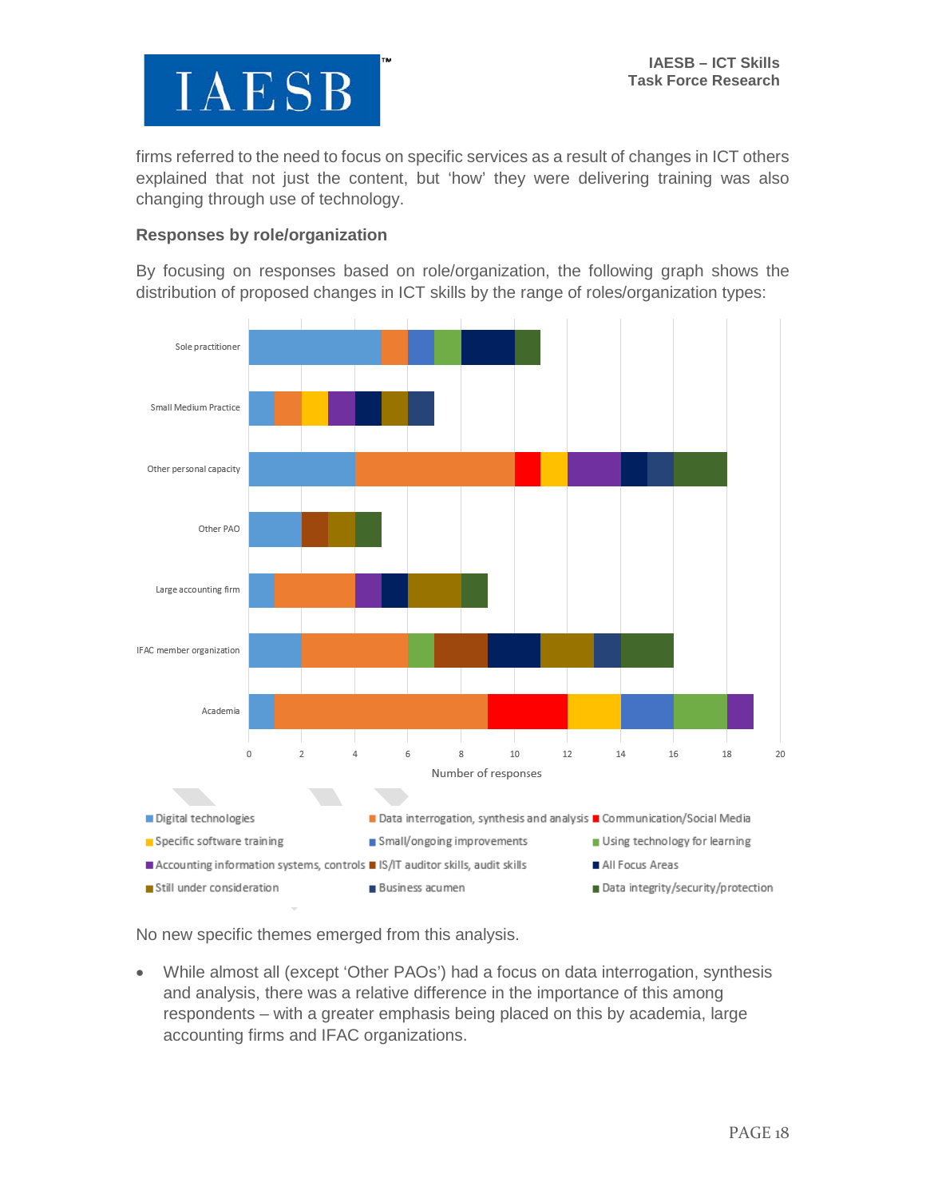firms referred to the need to focus on specific services as a result of changes in ICT others explained that not just the content, but 'how' they were delivering training was also changing through use of technology.

### Responses by role/organization

By focusing on responses based on role/organization, the following graph shows the distribution of proposed changes in ICT skills by the range of roles/organization types:

No new specific themes emerged from this analysis.

- While almost all (except 'Other PAOs') had a focus on data interrogation, synthesis and analysis, there was a relative difference in the importance of this among respondents – with a greater emphasis being placed on this by academia, large accounting firms and IFAC organizations.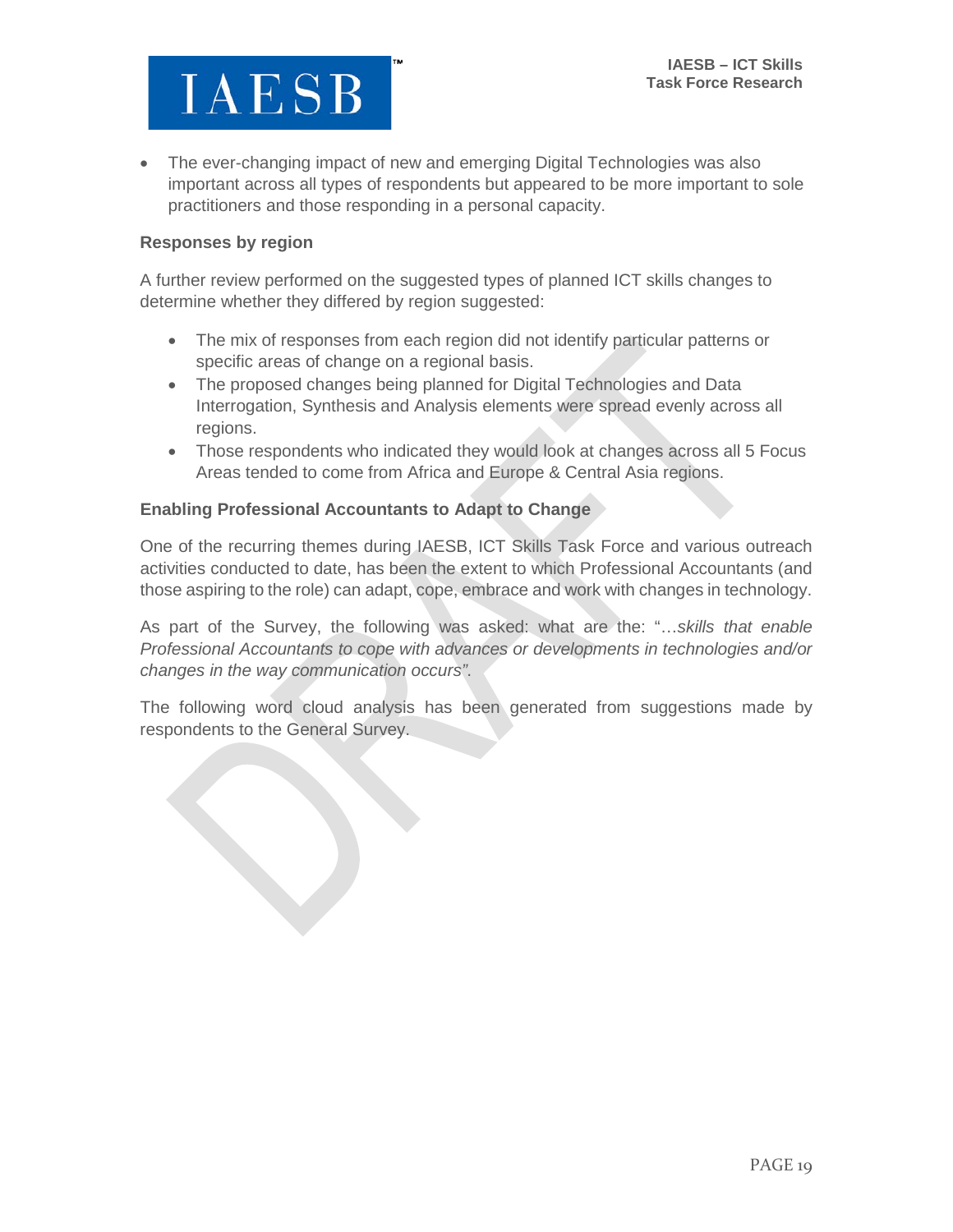- The ever-changing impact of new and emerging Digital Technologies was also important across all types of respondents but appeared to be more important to sole practitioners and those responding in a personal capacity.

**Responses by region**

A further review performed on the suggested types of planned ICT skills changes to determine whether they differed by region suggested:

- The mix of responses from each region did not identify particular patterns or specific areas of change on a regional basis.
- The proposed changes being planned for Digital Technologies and Data Interrogation, Synthesis and Analysis elements were spread evenly across all regions.
- Those respondents who indicated they would look at changes across all 5 Focus Areas tended to come from Africa and Europe & Central Asia regions.

**Enabling Professional Accountants to Adapt to Change**

One of the recurring themes during IAESB, ICT Skills Task Force and various outreach activities conducted to date, has been the extent to which Professional Accountants (and those aspiring to the role) can adapt, cope, embrace and work with changes in technology.

As part of the Survey, the following was asked: what are the: "…*skills that enable Professional Accountants to cope with advances or developments in technologies and/or changes in the way communication occurs".*

The following word cloud analysis has been generated from suggestions made by respondents to the General Survey.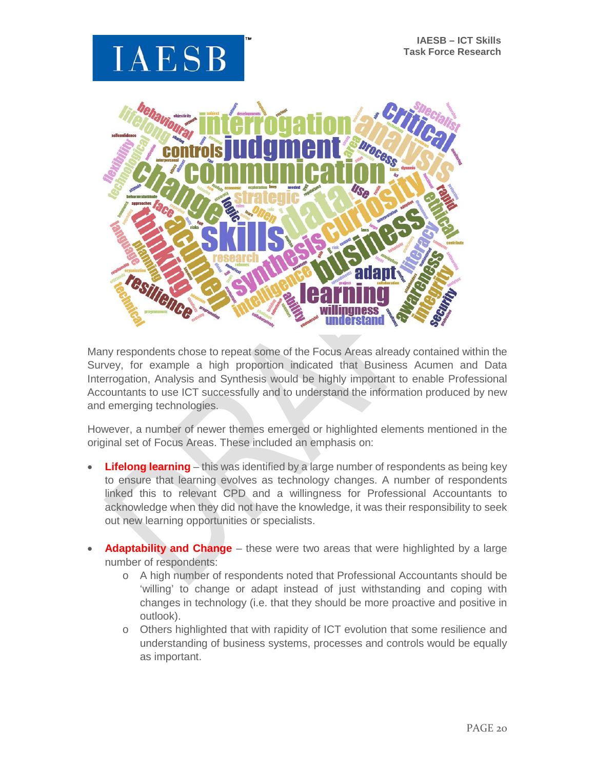Many respondents chose to repeat some of the Focus Areas already contained within the Survey, for example a high proportion indicated that Business Acumen and Data Interrogation, Analysis and Synthesis would be highly important to enable Professional Accountants to use ICT successfully and to understand the information produced by new and emerging technologies.

However, a number of newer themes emerged or highlighted elements mentioned in the original set of Focus Areas. These included an emphasis on:

- **Lifelong learning** – this was identified by a large number of respondents as being key to ensure that learning evolves as technology changes. A number of respondents linked this to relevant CPD and a willingness for Professional Accountants to acknowledge when they did not have the knowledge, it was their responsibility to seek out new learning opportunities or specialists.

- **Adaptability and Change** – these were two areas that were highlighted by a large number of respondents:
    - A high number of respondents noted that Professional Accountants should be 'willing' to change or adapt instead of just withstanding and coping with changes in technology (i.e. that they should be more proactive and positive in outlook).
    - Others highlighted that with rapidity of ICT evolution that some resilience and understanding of business systems, processes and controls would be equally as important.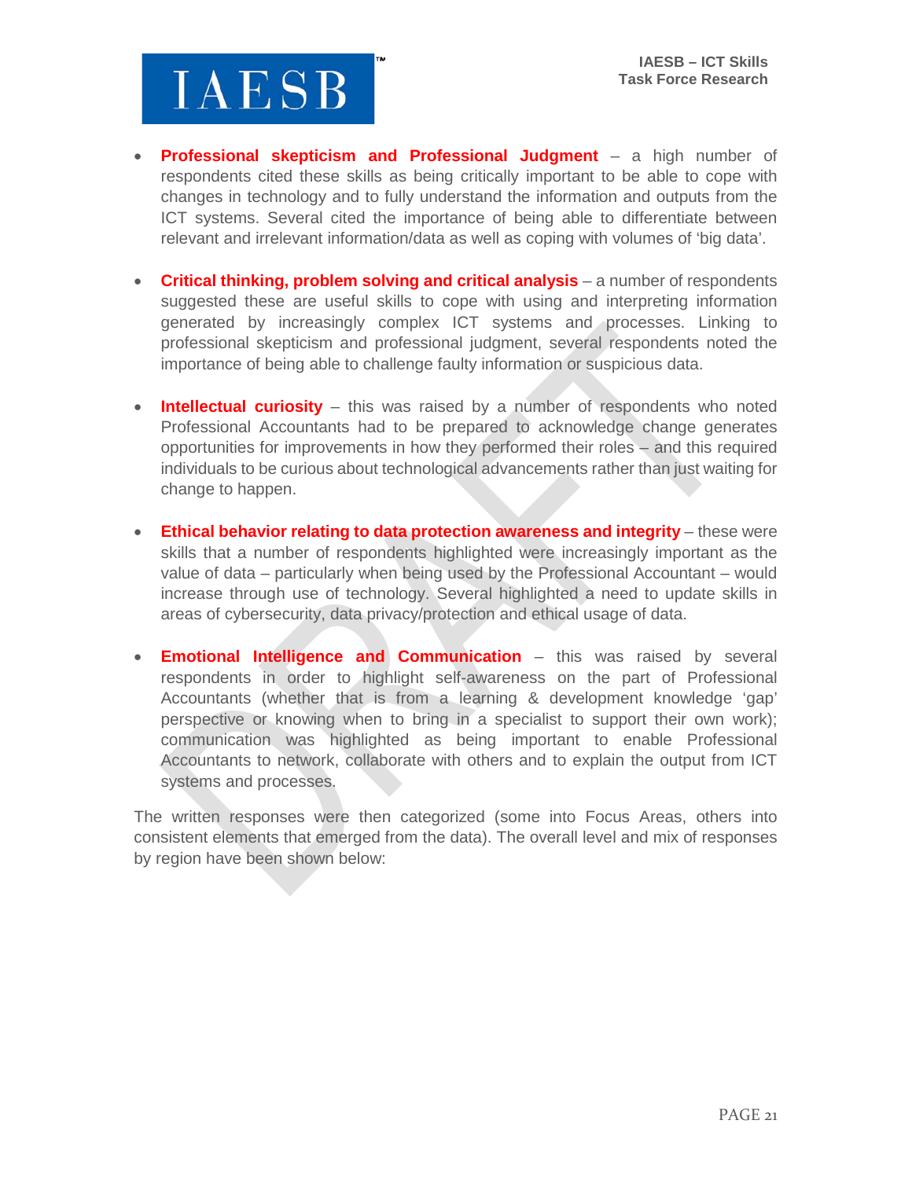- **Professional skepticism and Professional Judgment** – a high number of respondents cited these skills as being critically important to be able to cope with changes in technology and to fully understand the information and outputs from the ICT systems. Several cited the importance of being able to differentiate between relevant and irrelevant information/data as well as coping with volumes of 'big data'.

- **Critical thinking, problem solving and critical analysis** – a number of respondents suggested these are useful skills to cope with using and interpreting information generated by increasingly complex ICT systems and processes. Linking to professional skepticism and professional judgment, several respondents noted the importance of being able to challenge faulty information or suspicious data.

- **Intellectual curiosity** – this was raised by a number of respondents who noted Professional Accountants had to be prepared to acknowledge change generates opportunities for improvements in how they performed their roles – and this required individuals to be curious about technological advancements rather than just waiting for change to happen.

- **Ethical behavior relating to data protection awareness and integrity** – these were skills that a number of respondents highlighted were increasingly important as the value of data – particularly when being used by the Professional Accountant – would increase through use of technology. Several highlighted a need to update skills in areas of cybersecurity, data privacy/protection and ethical usage of data.

- **Emotional Intelligence and Communication** – this was raised by several respondents in order to highlight self-awareness on the part of Professional Accountants (whether that is from a learning & development knowledge 'gap' perspective or knowing when to bring in a specialist to support their own work); communication was highlighted as being important to enable Professional Accountants to network, collaborate with others and to explain the output from ICT systems and processes.

The written responses were then categorized (some into Focus Areas, others into consistent elements that emerged from the data). The overall level and mix of responses by region have been shown below: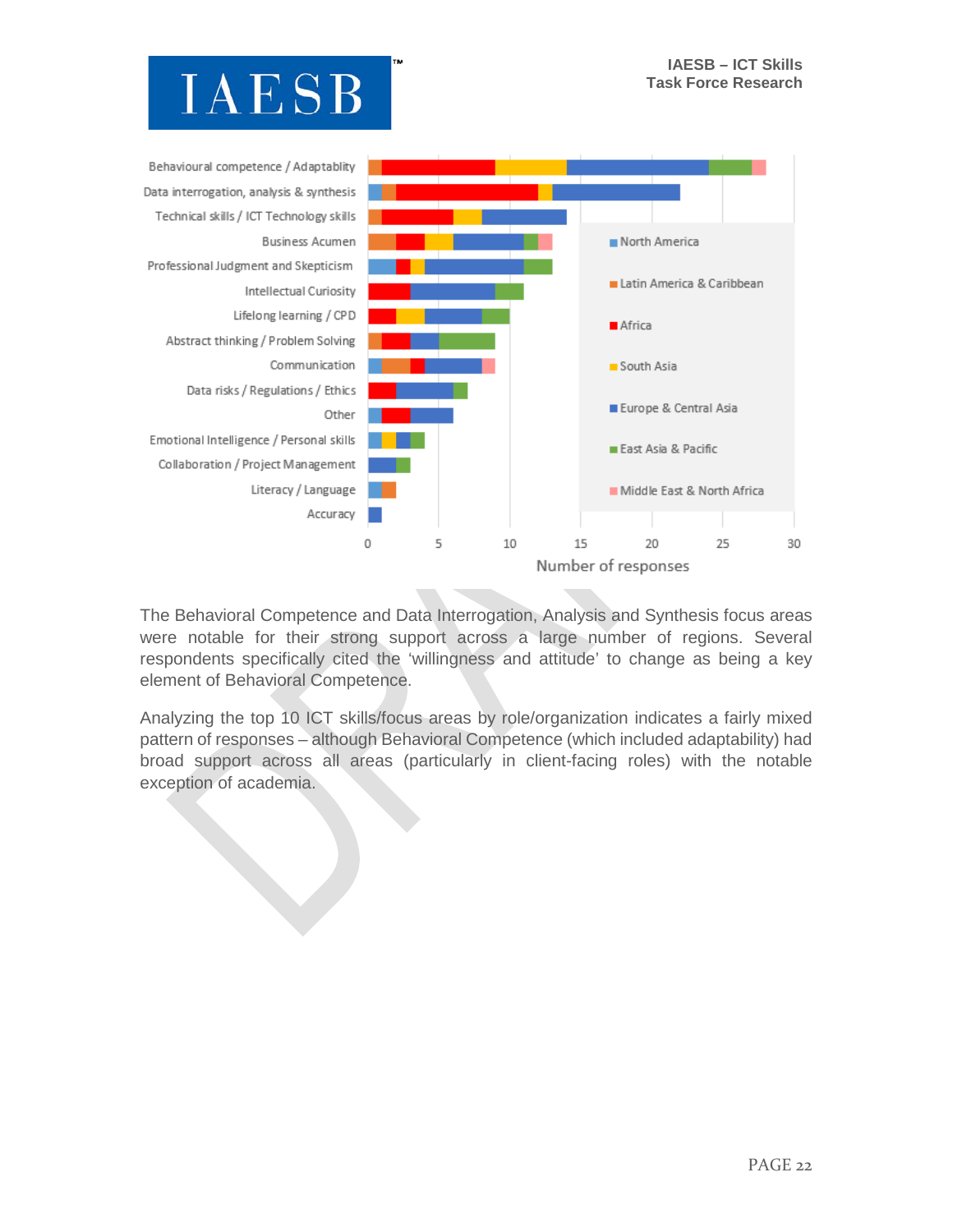The Behavioral Competence and Data Interrogation, Analysis and Synthesis focus areas were notable for their strong support across a large number of regions. Several respondents specifically cited the 'willingness and attitude' to change as being a key element of Behavioral Competence.

Analyzing the top 10 ICT skills/focus areas by role/organization indicates a fairly mixed pattern of responses – although Behavioral Competence (which included adaptability) had broad support across all areas (particularly in client-facing roles) with the notable exception of academia.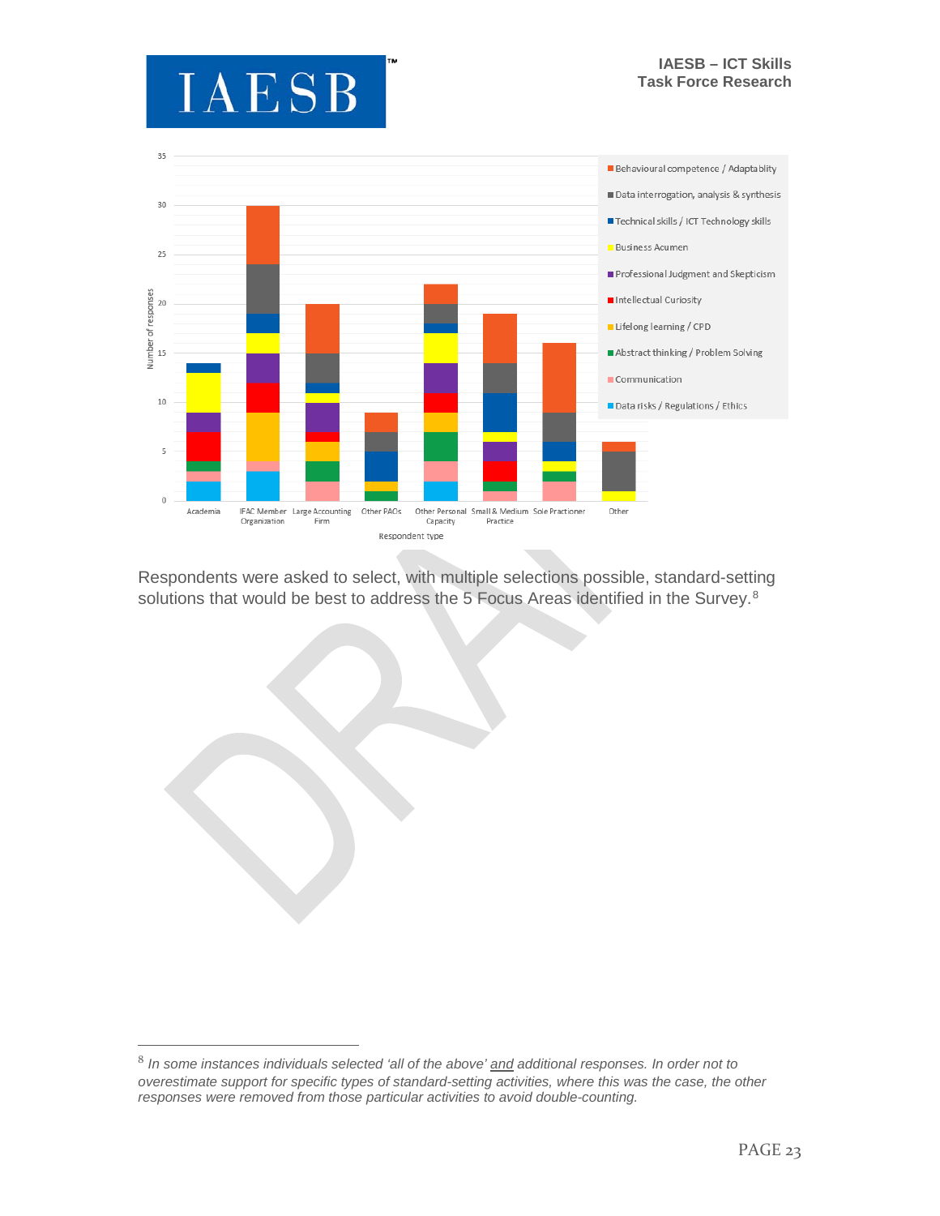Respondents were asked to select, with multiple selections possible, standard-setting solutions that would be best to address the 5 Focus Areas identified in the Survey.[8]

---

[8] *In some instances individuals selected 'all of the above' and additional responses. In order not to overestimate support for specific types of standard-setting activities, where this was the case, the other responses were removed from those particular activities to avoid double-counting.*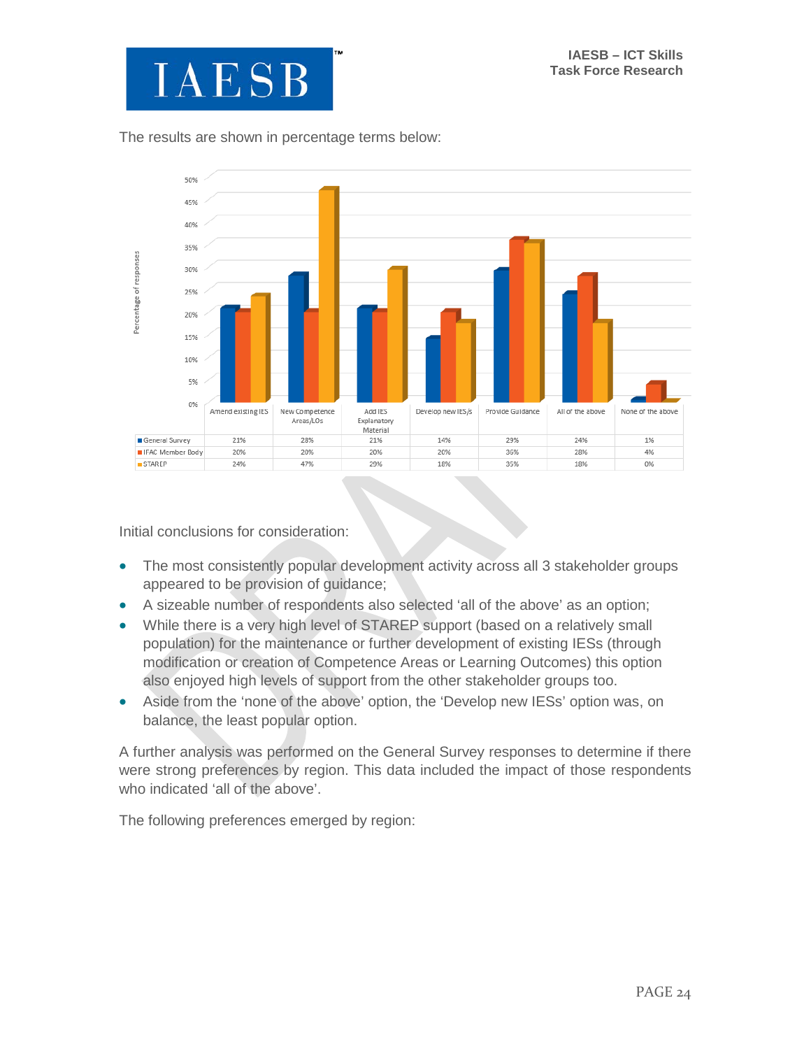The results are shown in percentage terms below:

| | Amend existing IES | New Competence Areas/LOs | Add IES Explanatory Material | Develop new IES/s | Provide Guidance | All of the above | None of the above |
|---|---|---|---|---|---|---|---|
| General Survey | 21% | 28% | 21% | 14% | 29% | 24% | 1% |
| IFAC Member Body | 20% | 20% | 20% | 20% | 36% | 28% | 4% |
| STAREP | 24% | 47% | 29% | 18% | 35% | 18% | 0% |

Initial conclusions for consideration:

- The most consistently popular development activity across all 3 stakeholder groups appeared to be provision of guidance;
- A sizeable number of respondents also selected 'all of the above' as an option;
- While there is a very high level of STAREP support (based on a relatively small population) for the maintenance or further development of existing IESs (through modification or creation of Competence Areas or Learning Outcomes) this option also enjoyed high levels of support from the other stakeholder groups too.
- Aside from the 'none of the above' option, the 'Develop new IESs' option was, on balance, the least popular option.

A further analysis was performed on the General Survey responses to determine if there were strong preferences by region. This data included the impact of those respondents who indicated 'all of the above'.

The following preferences emerged by region: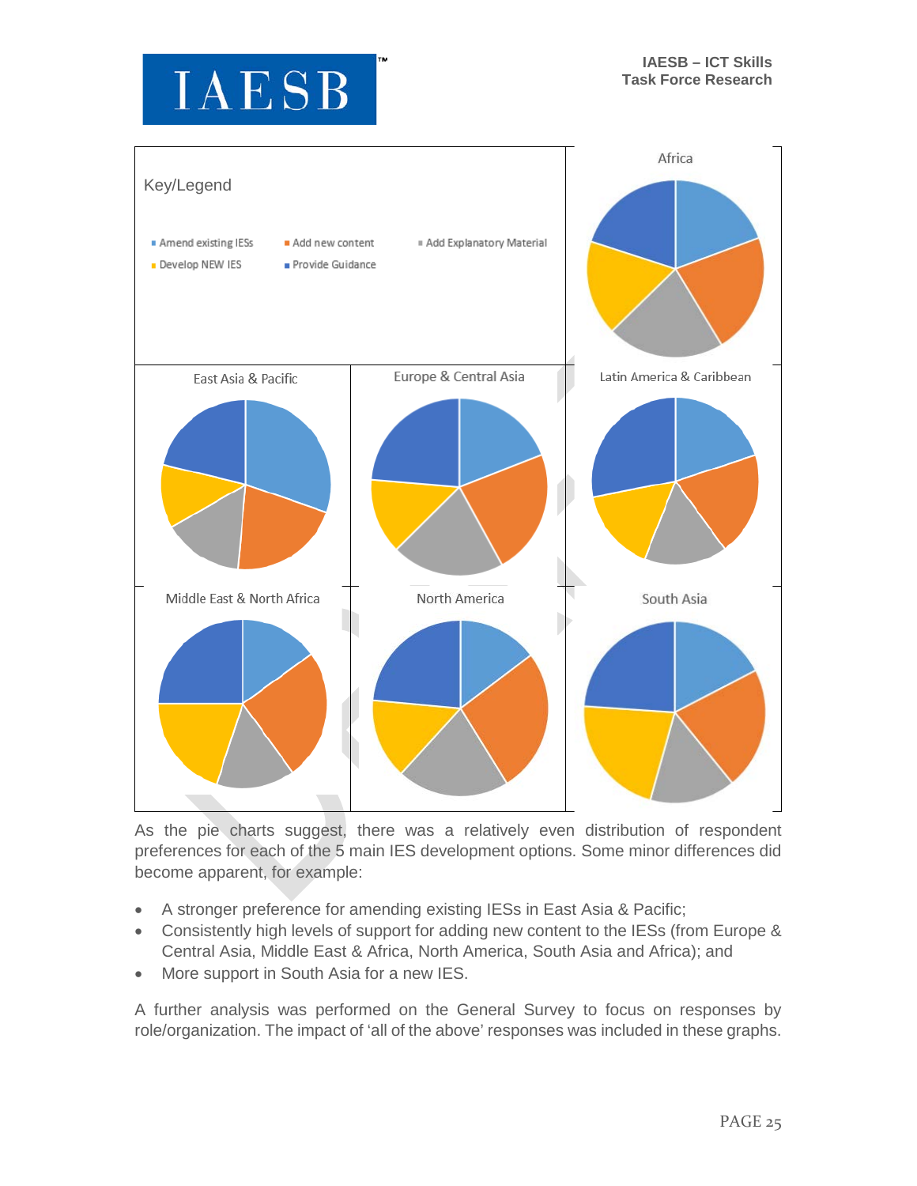Key/Legend

- Amend existing IESs
- Add new content
- Add Explanatory Material
- Develop NEW IES
- Provide Guidance

Africa

East Asia & Pacific

Europe & Central Asia

Latin America & Caribbean

Middle East & North Africa

North America

South Asia

As the pie charts suggest, there was a relatively even distribution of respondent preferences for each of the 5 main IES development options. Some minor differences did become apparent, for example:

- A stronger preference for amending existing IESs in East Asia & Pacific;
- Consistently high levels of support for adding new content to the IESs (from Europe & Central Asia, Middle East & Africa, North America, South Asia and Africa); and
- More support in South Asia for a new IES.

A further analysis was performed on the General Survey to focus on responses by role/organization. The impact of 'all of the above' responses was included in these graphs.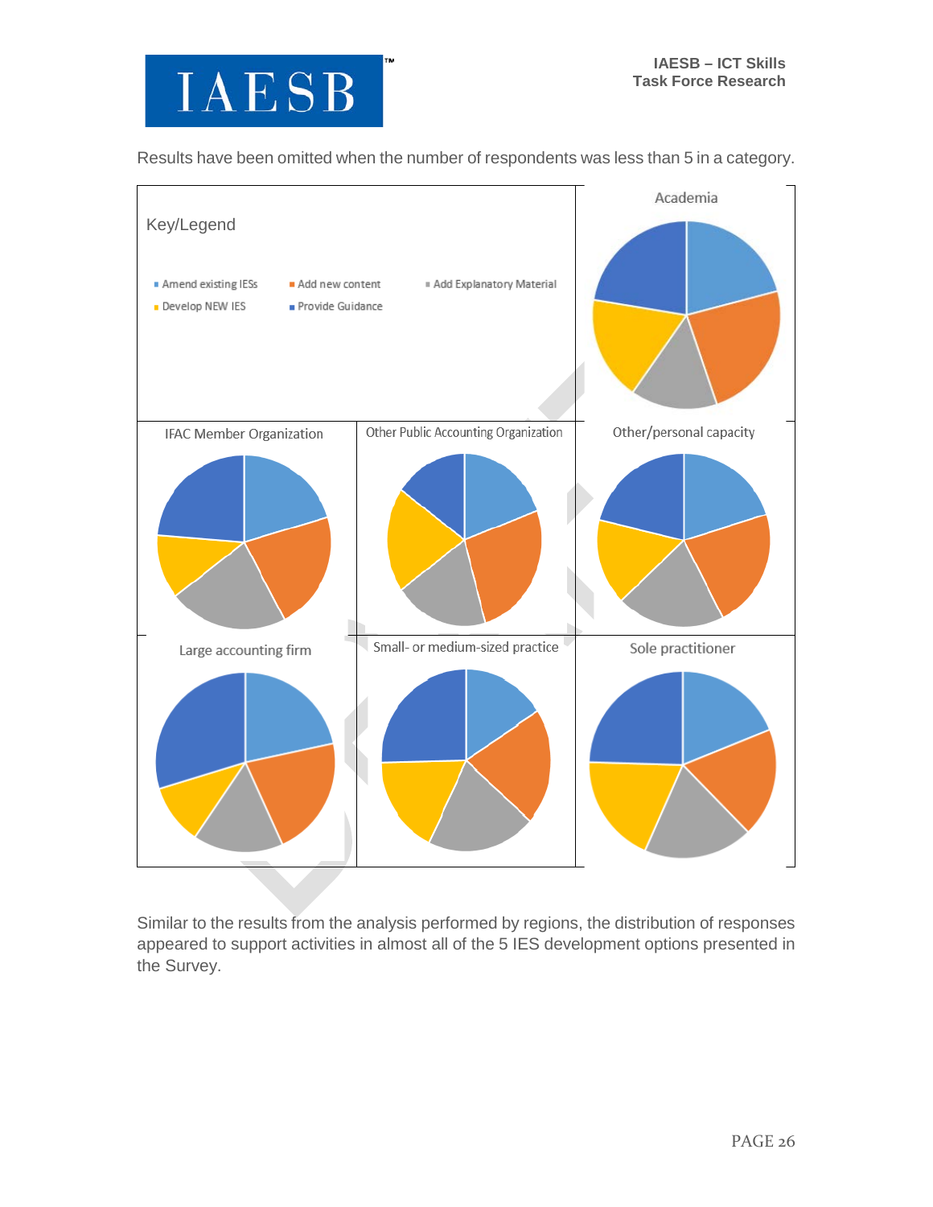Results have been omitted when the number of respondents was less than 5 in a category.

Key/Legend

- Amend existing IESs
- Add new content
- Add Explanatory Material
- Develop NEW IES
- Provide Guidance

Academia

IFAC Member Organization

Other Public Accounting Organization

Other/personal capacity

Large accounting firm

Small- or medium-sized practice

Sole practitioner

Similar to the results from the analysis performed by regions, the distribution of responses appeared to support activities in almost all of the 5 IES development options presented in the Survey.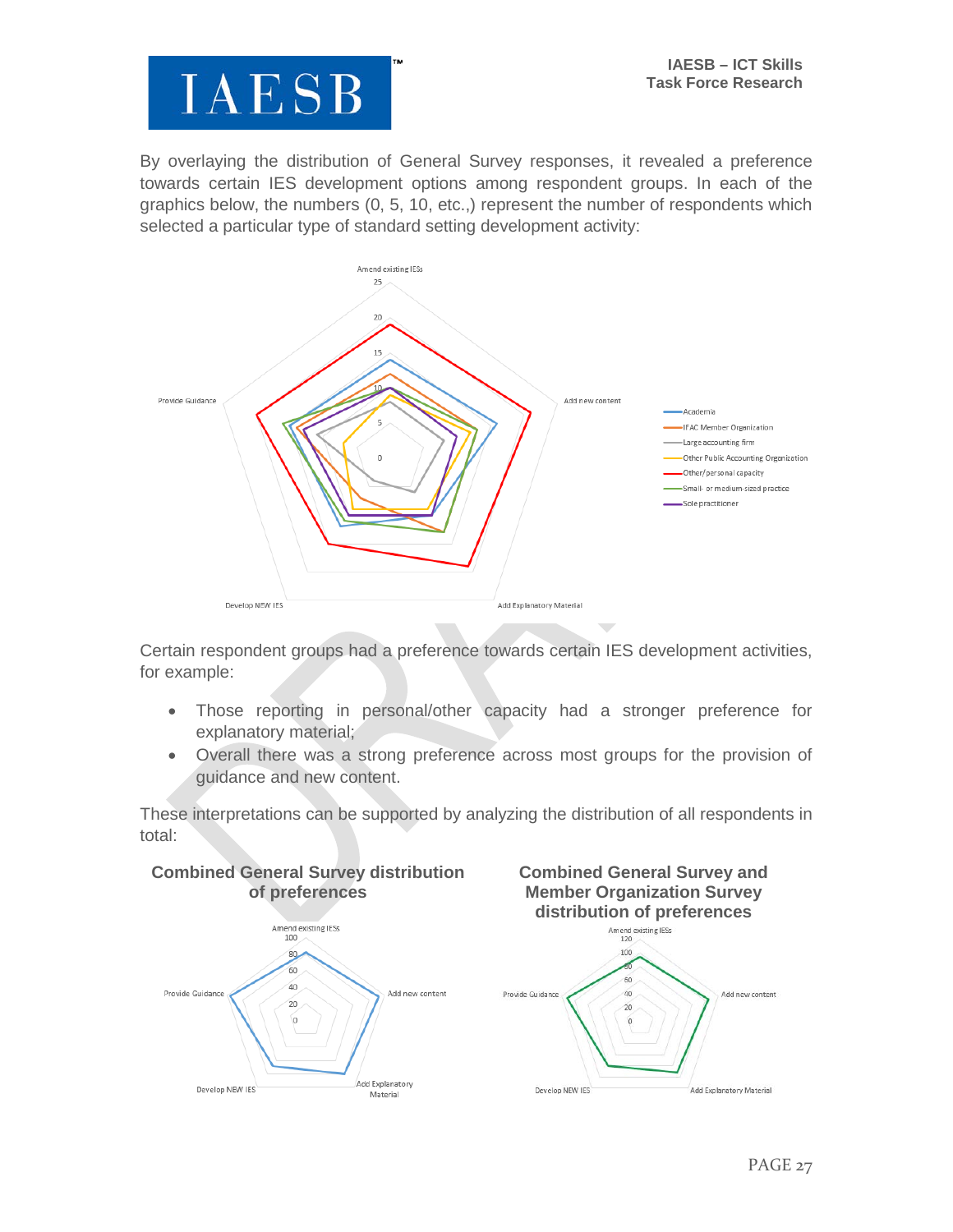By overlaying the distribution of General Survey responses, it revealed a preference towards certain IES development options among respondent groups. In each of the graphics below, the numbers (0, 5, 10, etc.,) represent the number of respondents which selected a particular type of standard setting development activity:

Certain respondent groups had a preference towards certain IES development activities, for example:

- Those reporting in personal/other capacity had a stronger preference for explanatory material;
- Overall there was a strong preference across most groups for the provision of guidance and new content.

These interpretations can be supported by analyzing the distribution of all respondents in total:

**Combined General Survey distribution of preferences**

**Combined General Survey and Member Organization Survey distribution of preferences**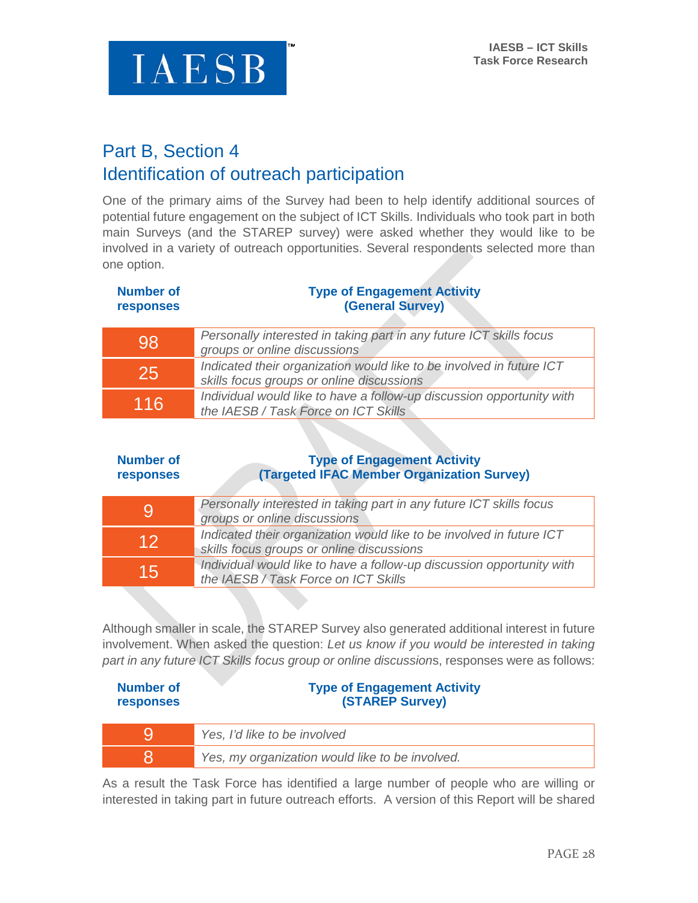## Part B, Section 4
## Identification of outreach participation

One of the primary aims of the Survey had been to help identify additional sources of potential future engagement on the subject of ICT Skills. Individuals who took part in both main Surveys (and the STAREP survey) were asked whether they would like to be involved in a variety of outreach opportunities. Several respondents selected more than one option.

| Number of responses | Type of Engagement Activity (General Survey) |
|---|---|
| 98 | *Personally interested in taking part in any future ICT skills focus groups or online discussions* |
| 25 | *Indicated their organization would like to be involved in future ICT skills focus groups or online discussions* |
| 116 | *Individual would like to have a follow-up discussion opportunity with the IAESB / Task Force on ICT Skills* |

| Number of responses | Type of Engagement Activity (Targeted IFAC Member Organization Survey) |
|---|---|
| 9 | *Personally interested in taking part in any future ICT skills focus groups or online discussions* |
| 12 | *Indicated their organization would like to be involved in future ICT skills focus groups or online discussions* |
| 15 | *Individual would like to have a follow-up discussion opportunity with the IAESB / Task Force on ICT Skills* |

Although smaller in scale, the STAREP Survey also generated additional interest in future involvement. When asked the question: *Let us know if you would be interested in taking part in any future ICT Skills focus group or online discussion*s, responses were as follows:

| Number of responses | Type of Engagement Activity (STAREP Survey) |
|---|---|
| 9 | *Yes, I'd like to be involved* |
| 8 | *Yes, my organization would like to be involved.* |

As a result the Task Force has identified a large number of people who are willing or interested in taking part in future outreach efforts. A version of this Report will be shared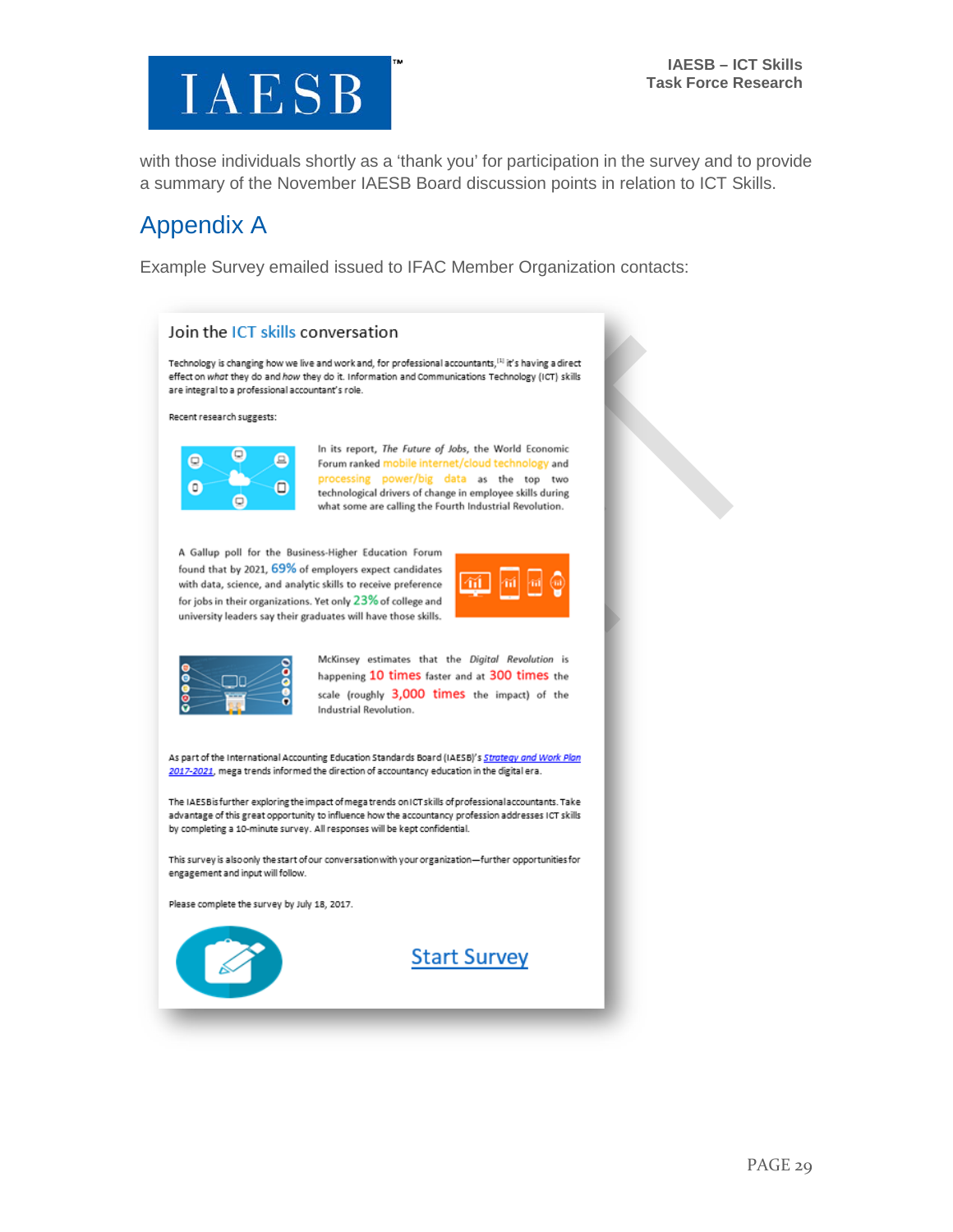with those individuals shortly as a 'thank you' for participation in the survey and to provide a summary of the November IAESB Board discussion points in relation to ICT Skills.

## Appendix A

Example Survey emailed issued to IFAC Member Organization contacts:

### Join the ICT skills conversation

Technology is changing how we live and work and, for professional accountants,[1] it's having a direct effect on *what* they do and *how* they do it. Information and Communications Technology (ICT) skills are integral to a professional accountant's role.

Recent research suggests:

In its report, *The Future of Jobs*, the World Economic Forum ranked mobile internet/cloud technology and processing power/big data as the top two technological drivers of change in employee skills during what some are calling the Fourth Industrial Revolution.

A Gallup poll for the Business-Higher Education Forum found that by 2021, 69% of employers expect candidates with data, science, and analytic skills to receive preference for jobs in their organizations. Yet only 23% of college and university leaders say their graduates will have those skills.

McKinsey estimates that the *Digital Revolution* is happening 10 times faster and at 300 times the scale (roughly 3,000 times the impact) of the Industrial Revolution.

As part of the International Accounting Education Standards Board (IAESB)'s *Strategy and Work Plan 2017-2021*, mega trends informed the direction of accountancy education in the digital era.

The IAESB is further exploring the impact of mega trends on ICT skills of professional accountants. Take advantage of this great opportunity to influence how the accountancy profession addresses ICT skills by completing a 10-minute survey. All responses will be kept confidential.

This survey is also only the start of our conversation with your organization—further opportunities for engagement and input will follow.

Please complete the survey by July 18, 2017.

Start Survey